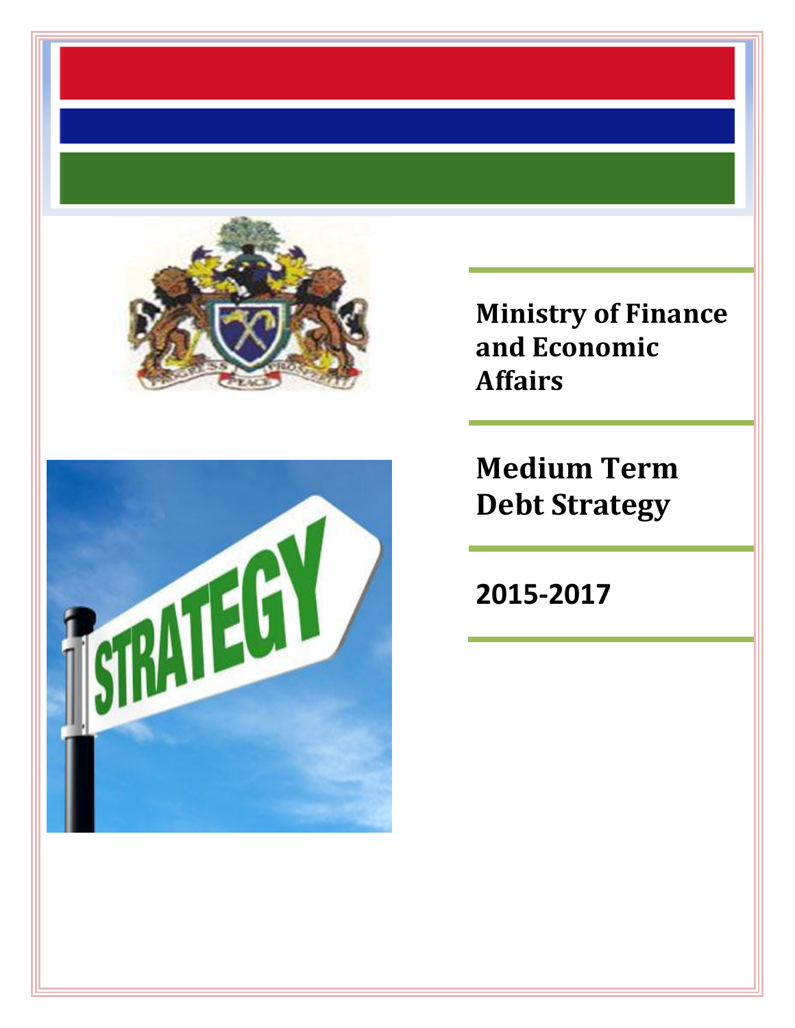**Ministry of Finance and Economic Affairs**

# Medium Term Debt Strategy

## 2015-2017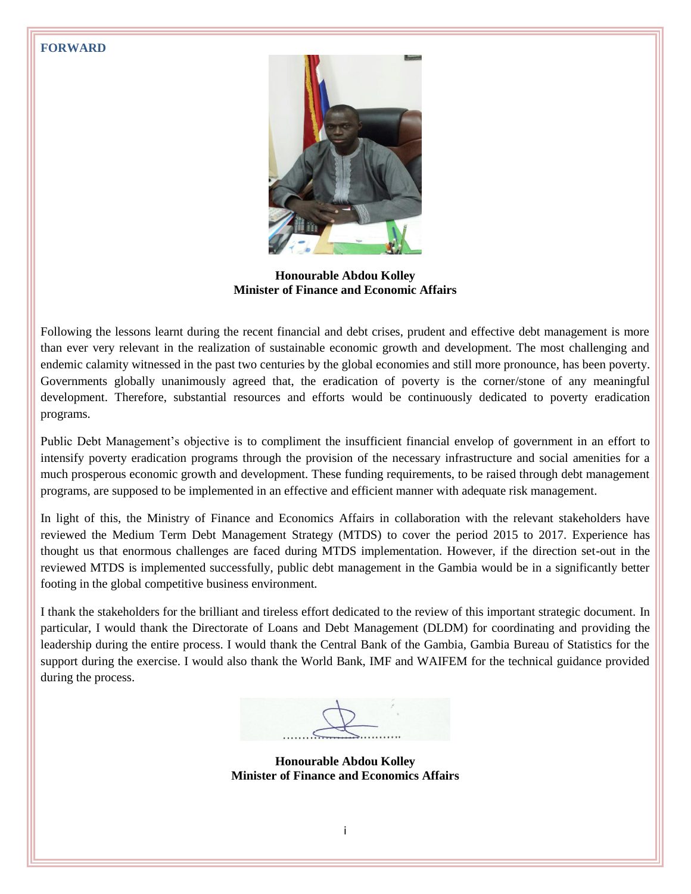## FORWARD

**Honourable Abdou Kolley**
**Minister of Finance and Economic Affairs**

Following the lessons learnt during the recent financial and debt crises, prudent and effective debt management is more than ever very relevant in the realization of sustainable economic growth and development. The most challenging and endemic calamity witnessed in the past two centuries by the global economies and still more pronounce, has been poverty. Governments globally unanimously agreed that, the eradication of poverty is the corner/stone of any meaningful development. Therefore, substantial resources and efforts would be continuously dedicated to poverty eradication programs.

Public Debt Management's objective is to compliment the insufficient financial envelop of government in an effort to intensify poverty eradication programs through the provision of the necessary infrastructure and social amenities for a much prosperous economic growth and development. These funding requirements, to be raised through debt management programs, are supposed to be implemented in an effective and efficient manner with adequate risk management.

In light of this, the Ministry of Finance and Economics Affairs in collaboration with the relevant stakeholders have reviewed the Medium Term Debt Management Strategy (MTDS) to cover the period 2015 to 2017. Experience has thought us that enormous challenges are faced during MTDS implementation. However, if the direction set-out in the reviewed MTDS is implemented successfully, public debt management in the Gambia would be in a significantly better footing in the global competitive business environment.

I thank the stakeholders for the brilliant and tireless effort dedicated to the review of this important strategic document. In particular, I would thank the Directorate of Loans and Debt Management (DLDM) for coordinating and providing the leadership during the entire process. I would thank the Central Bank of the Gambia, Gambia Bureau of Statistics for the support during the exercise. I would also thank the World Bank, IMF and WAIFEM for the technical guidance provided during the process.

……………………………

**Honourable Abdou Kolley**
**Minister of Finance and Economics Affairs**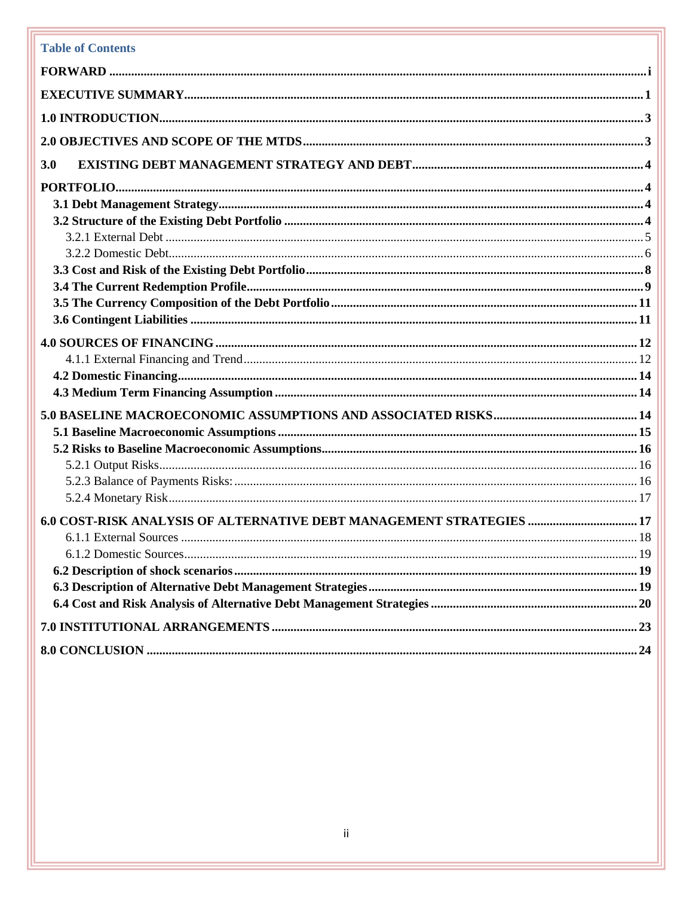## Table of Contents

**FORWARD** ..... i

**EXECUTIVE SUMMARY** ..... 1

**1.0 INTRODUCTION** ..... 3

**2.0 OBJECTIVES AND SCOPE OF THE MTDS** ..... 3

**3.0 EXISTING DEBT MANAGEMENT STRATEGY AND DEBT** ..... 4

**PORTFOLIO** ..... 4

- **3.1 Debt Management Strategy** ..... 4
- **3.2 Structure of the Existing Debt Portfolio** ..... 4
  - 3.2.1 External Debt ..... 5
  - 3.2.2 Domestic Debt ..... 6
- **3.3 Cost and Risk of the Existing Debt Portfolio** ..... 8
- **3.4 The Current Redemption Profile** ..... 9
- **3.5 The Currency Composition of the Debt Portfolio** ..... 11
- **3.6 Contingent Liabilities** ..... 11

**4.0 SOURCES OF FINANCING** ..... 12

- 4.1.1 External Financing and Trend ..... 12
- **4.2 Domestic Financing** ..... 14
- **4.3 Medium Term Financing Assumption** ..... 14

**5.0 BASELINE MACROECONOMIC ASSUMPTIONS AND ASSOCIATED RISKS** ..... 14

- **5.1 Baseline Macroeconomic Assumptions** ..... 15
- **5.2 Risks to Baseline Macroeconomic Assumptions** ..... 16
  - 5.2.1 Output Risks ..... 16
  - 5.2.3 Balance of Payments Risks: ..... 16
  - 5.2.4 Monetary Risk ..... 17

**6.0 COST-RISK ANALYSIS OF ALTERNATIVE DEBT MANAGEMENT STRATEGIES** ..... 17

- 6.1.1 External Sources ..... 18
- 6.1.2 Domestic Sources ..... 19
- **6.2 Description of shock scenarios** ..... 19
- **6.3 Description of Alternative Debt Management Strategies** ..... 19
- **6.4 Cost and Risk Analysis of Alternative Debt Management Strategies** ..... 20

**7.0 INSTITUTIONAL ARRANGEMENTS** ..... 23

**8.0 CONCLUSION** ..... 24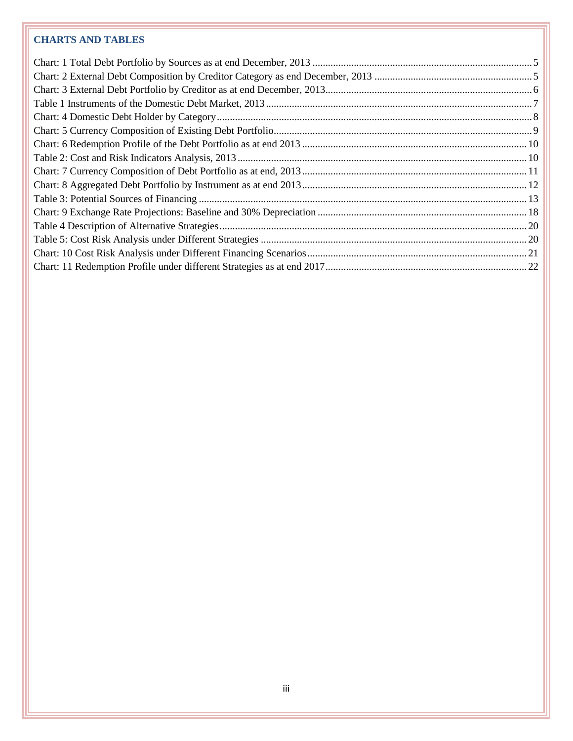## CHARTS AND TABLES

Chart: 1 Total Debt Portfolio by Sources as at end December, 2013 .......... 5
Chart: 2 External Debt Composition by Creditor Category as end December, 2013 .......... 5
Chart: 3 External Debt Portfolio by Creditor as at end December, 2013.......... 6
Table 1 Instruments of the Domestic Debt Market, 2013.......... 7
Chart: 4 Domestic Debt Holder by Category.......... 8
Chart: 5 Currency Composition of Existing Debt Portfolio.......... 9
Chart: 6 Redemption Profile of the Debt Portfolio as at end 2013 .......... 10
Table 2: Cost and Risk Indicators Analysis, 2013.......... 10
Chart: 7 Currency Composition of Debt Portfolio as at end, 2013.......... 11
Chart: 8 Aggregated Debt Portfolio by Instrument as at end 2013.......... 12
Table 3: Potential Sources of Financing .......... 13
Chart: 9 Exchange Rate Projections: Baseline and 30% Depreciation .......... 18
Table 4 Description of Alternative Strategies.......... 20
Table 5: Cost Risk Analysis under Different Strategies .......... 20
Chart: 10 Cost Risk Analysis under Different Financing Scenarios.......... 21
Chart: 11 Redemption Profile under different Strategies as at end 2017.......... 22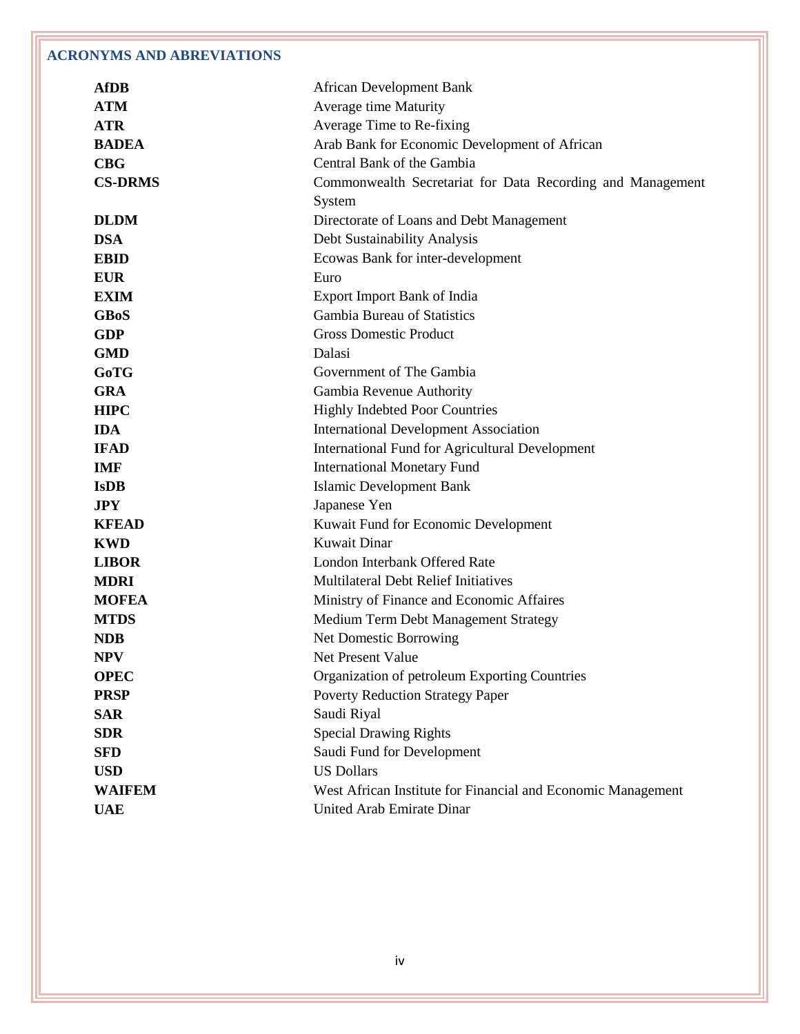## ACRONYMS AND ABREVIATIONS

| | |
|---|---|
| **AfDB** | African Development Bank |
| **ATM** | Average time Maturity |
| **ATR** | Average Time to Re-fixing |
| **BADEA** | Arab Bank for Economic Development of African |
| **CBG** | Central Bank of the Gambia |
| **CS-DRMS** | Commonwealth Secretariat for Data Recording and Management System |
| **DLDM** | Directorate of Loans and Debt Management |
| **DSA** | Debt Sustainability Analysis |
| **EBID** | Ecowas Bank for inter-development |
| **EUR** | Euro |
| **EXIM** | Export Import Bank of India |
| **GBoS** | Gambia Bureau of Statistics |
| **GDP** | Gross Domestic Product |
| **GMD** | Dalasi |
| **GoTG** | Government of The Gambia |
| **GRA** | Gambia Revenue Authority |
| **HIPC** | Highly Indebted Poor Countries |
| **IDA** | International Development Association |
| **IFAD** | International Fund for Agricultural Development |
| **IMF** | International Monetary Fund |
| **IsDB** | Islamic Development Bank |
| **JPY** | Japanese Yen |
| **KFEAD** | Kuwait Fund for Economic Development |
| **KWD** | Kuwait Dinar |
| **LIBOR** | London Interbank Offered Rate |
| **MDRI** | Multilateral Debt Relief Initiatives |
| **MOFEA** | Ministry of Finance and Economic Affaires |
| **MTDS** | Medium Term Debt Management Strategy |
| **NDB** | Net Domestic Borrowing |
| **NPV** | Net Present Value |
| **OPEC** | Organization of petroleum Exporting Countries |
| **PRSP** | Poverty Reduction Strategy Paper |
| **SAR** | Saudi Riyal |
| **SDR** | Special Drawing Rights |
| **SFD** | Saudi Fund for Development |
| **USD** | US Dollars |
| **WAIFEM** | West African Institute for Financial and Economic Management |
| **UAE** | United Arab Emirate Dinar |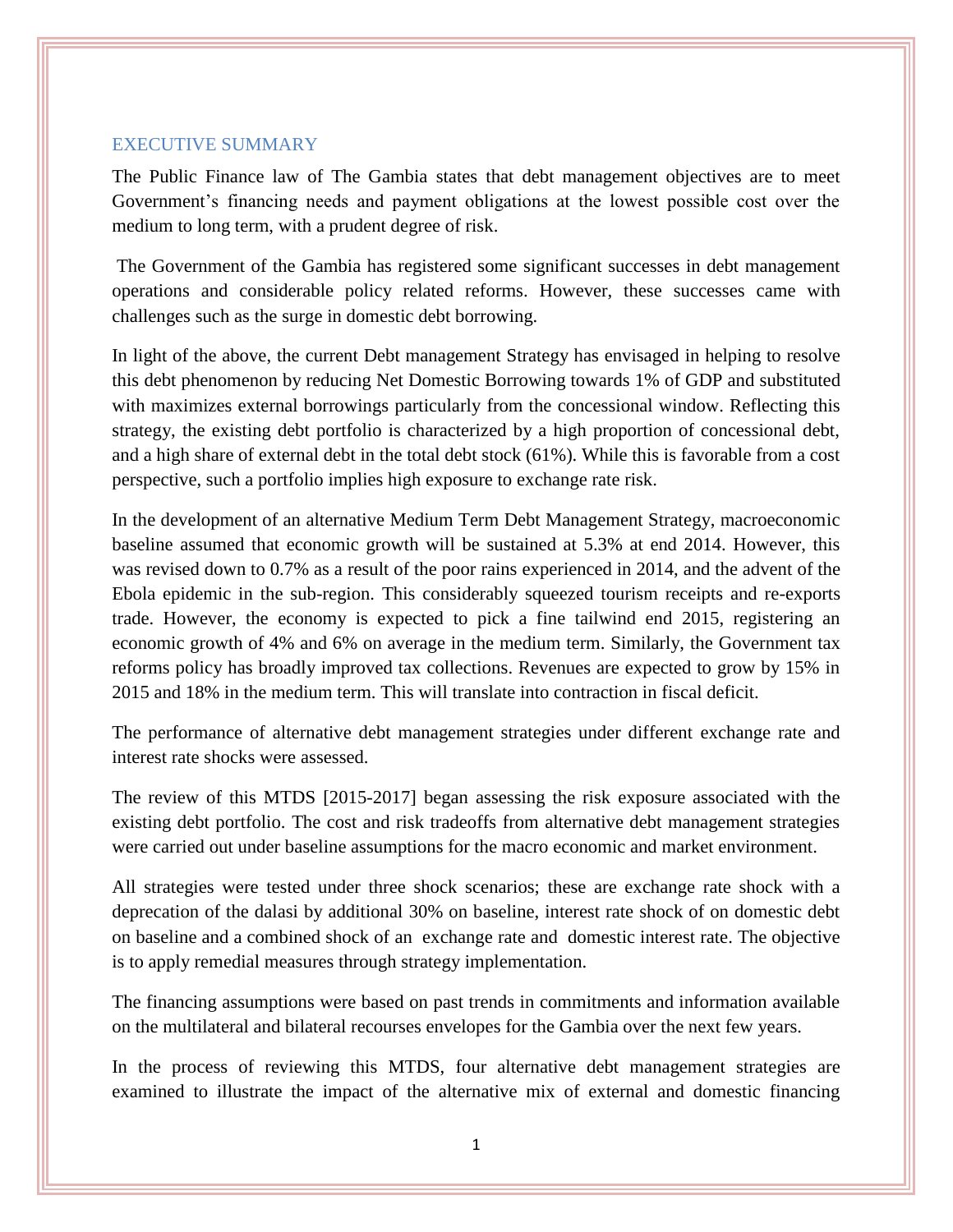## EXECUTIVE SUMMARY

The Public Finance law of The Gambia states that debt management objectives are to meet Government's financing needs and payment obligations at the lowest possible cost over the medium to long term, with a prudent degree of risk.

The Government of the Gambia has registered some significant successes in debt management operations and considerable policy related reforms. However, these successes came with challenges such as the surge in domestic debt borrowing.

In light of the above, the current Debt management Strategy has envisaged in helping to resolve this debt phenomenon by reducing Net Domestic Borrowing towards 1% of GDP and substituted with maximizes external borrowings particularly from the concessional window. Reflecting this strategy, the existing debt portfolio is characterized by a high proportion of concessional debt, and a high share of external debt in the total debt stock (61%). While this is favorable from a cost perspective, such a portfolio implies high exposure to exchange rate risk.

In the development of an alternative Medium Term Debt Management Strategy, macroeconomic baseline assumed that economic growth will be sustained at 5.3% at end 2014. However, this was revised down to 0.7% as a result of the poor rains experienced in 2014, and the advent of the Ebola epidemic in the sub-region. This considerably squeezed tourism receipts and re-exports trade. However, the economy is expected to pick a fine tailwind end 2015, registering an economic growth of 4% and 6% on average in the medium term. Similarly, the Government tax reforms policy has broadly improved tax collections. Revenues are expected to grow by 15% in 2015 and 18% in the medium term. This will translate into contraction in fiscal deficit.

The performance of alternative debt management strategies under different exchange rate and interest rate shocks were assessed.

The review of this MTDS [2015-2017] began assessing the risk exposure associated with the existing debt portfolio. The cost and risk tradeoffs from alternative debt management strategies were carried out under baseline assumptions for the macro economic and market environment.

All strategies were tested under three shock scenarios; these are exchange rate shock with a deprecation of the dalasi by additional 30% on baseline, interest rate shock of on domestic debt on baseline and a combined shock of an exchange rate and domestic interest rate. The objective is to apply remedial measures through strategy implementation.

The financing assumptions were based on past trends in commitments and information available on the multilateral and bilateral recourses envelopes for the Gambia over the next few years.

In the process of reviewing this MTDS, four alternative debt management strategies are examined to illustrate the impact of the alternative mix of external and domestic financing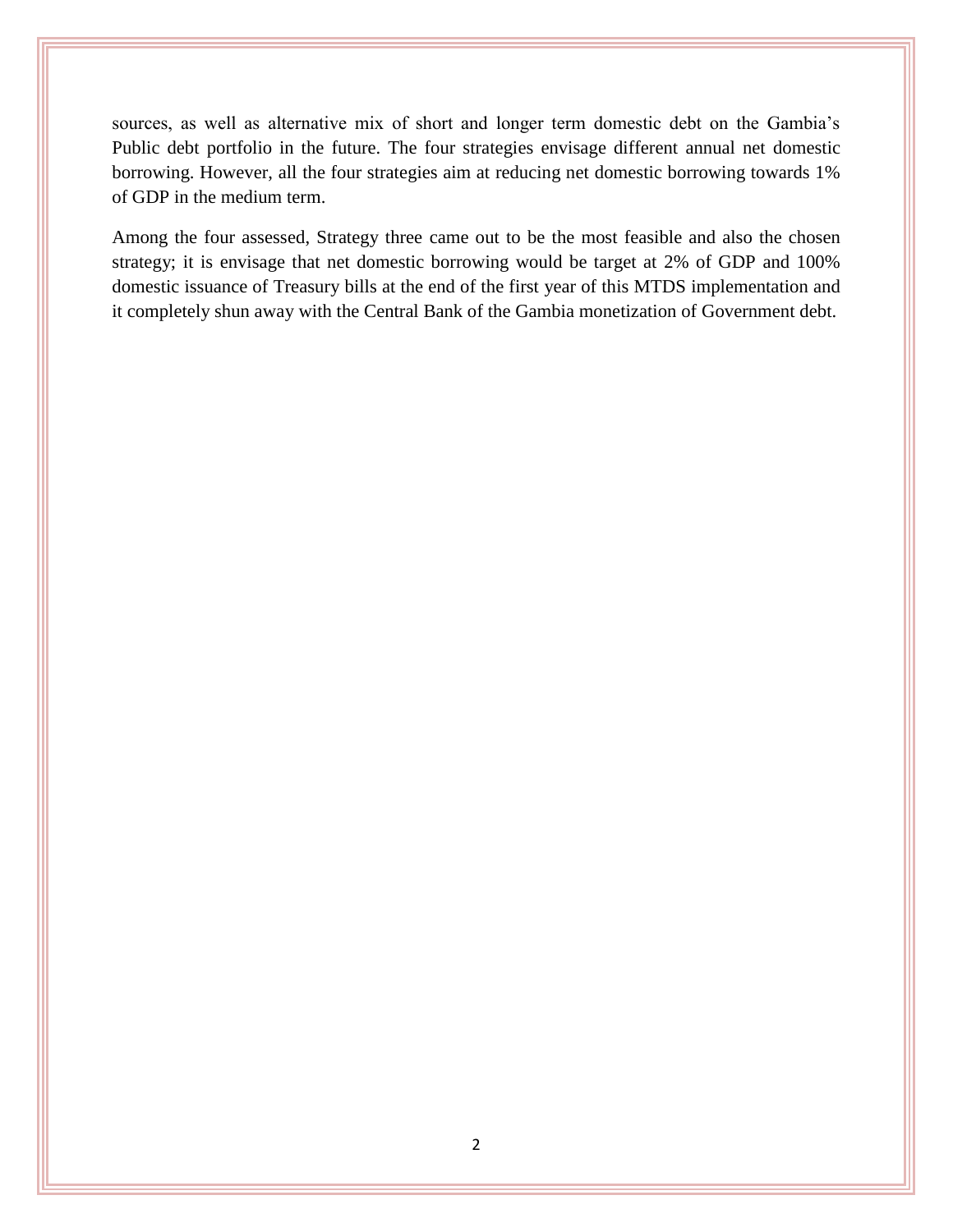sources, as well as alternative mix of short and longer term domestic debt on the Gambia's Public debt portfolio in the future. The four strategies envisage different annual net domestic borrowing. However, all the four strategies aim at reducing net domestic borrowing towards 1% of GDP in the medium term.

Among the four assessed, Strategy three came out to be the most feasible and also the chosen strategy; it is envisage that net domestic borrowing would be target at 2% of GDP and 100% domestic issuance of Treasury bills at the end of the first year of this MTDS implementation and it completely shun away with the Central Bank of the Gambia monetization of Government debt.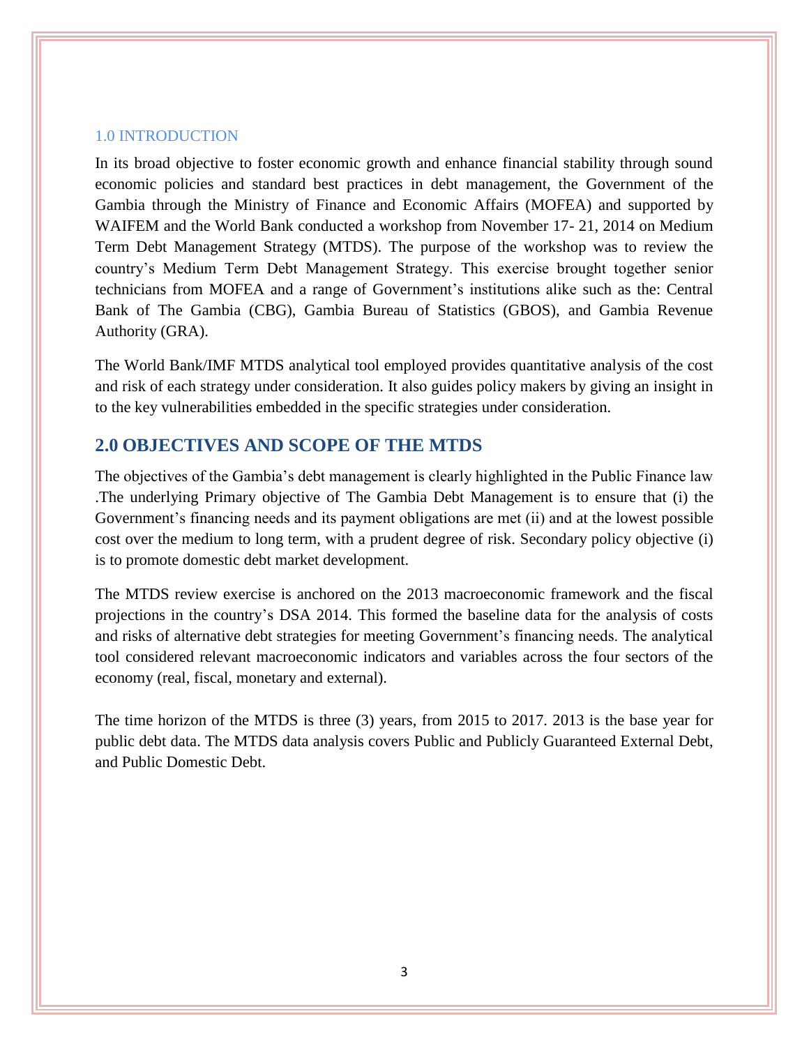## 1.0 INTRODUCTION

In its broad objective to foster economic growth and enhance financial stability through sound economic policies and standard best practices in debt management, the Government of the Gambia through the Ministry of Finance and Economic Affairs (MOFEA) and supported by WAIFEM and the World Bank conducted a workshop from November 17- 21, 2014 on Medium Term Debt Management Strategy (MTDS). The purpose of the workshop was to review the country's Medium Term Debt Management Strategy. This exercise brought together senior technicians from MOFEA and a range of Government's institutions alike such as the: Central Bank of The Gambia (CBG), Gambia Bureau of Statistics (GBOS), and Gambia Revenue Authority (GRA).

The World Bank/IMF MTDS analytical tool employed provides quantitative analysis of the cost and risk of each strategy under consideration. It also guides policy makers by giving an insight in to the key vulnerabilities embedded in the specific strategies under consideration.

## 2.0 OBJECTIVES AND SCOPE OF THE MTDS

The objectives of the Gambia's debt management is clearly highlighted in the Public Finance law .The underlying Primary objective of The Gambia Debt Management is to ensure that (i) the Government's financing needs and its payment obligations are met (ii) and at the lowest possible cost over the medium to long term, with a prudent degree of risk. Secondary policy objective (i) is to promote domestic debt market development.

The MTDS review exercise is anchored on the 2013 macroeconomic framework and the fiscal projections in the country's DSA 2014. This formed the baseline data for the analysis of costs and risks of alternative debt strategies for meeting Government's financing needs. The analytical tool considered relevant macroeconomic indicators and variables across the four sectors of the economy (real, fiscal, monetary and external).

The time horizon of the MTDS is three (3) years, from 2015 to 2017. 2013 is the base year for public debt data. The MTDS data analysis covers Public and Publicly Guaranteed External Debt, and Public Domestic Debt.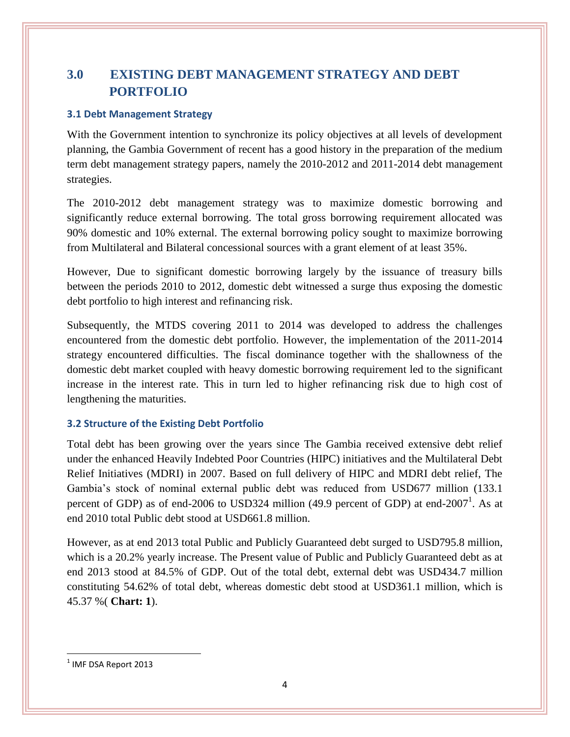## 3.0 EXISTING DEBT MANAGEMENT STRATEGY AND DEBT PORTFOLIO

### 3.1 Debt Management Strategy

With the Government intention to synchronize its policy objectives at all levels of development planning, the Gambia Government of recent has a good history in the preparation of the medium term debt management strategy papers, namely the 2010-2012 and 2011-2014 debt management strategies.

The 2010-2012 debt management strategy was to maximize domestic borrowing and significantly reduce external borrowing. The total gross borrowing requirement allocated was 90% domestic and 10% external. The external borrowing policy sought to maximize borrowing from Multilateral and Bilateral concessional sources with a grant element of at least 35%.

However, Due to significant domestic borrowing largely by the issuance of treasury bills between the periods 2010 to 2012, domestic debt witnessed a surge thus exposing the domestic debt portfolio to high interest and refinancing risk.

Subsequently, the MTDS covering 2011 to 2014 was developed to address the challenges encountered from the domestic debt portfolio. However, the implementation of the 2011-2014 strategy encountered difficulties. The fiscal dominance together with the shallowness of the domestic debt market coupled with heavy domestic borrowing requirement led to the significant increase in the interest rate. This in turn led to higher refinancing risk due to high cost of lengthening the maturities.

### 3.2 Structure of the Existing Debt Portfolio

Total debt has been growing over the years since The Gambia received extensive debt relief under the enhanced Heavily Indebted Poor Countries (HIPC) initiatives and the Multilateral Debt Relief Initiatives (MDRI) in 2007. Based on full delivery of HIPC and MDRI debt relief, The Gambia's stock of nominal external public debt was reduced from USD677 million (133.1 percent of GDP) as of end-2006 to USD324 million (49.9 percent of GDP) at end-2007[1]. As at end 2010 total Public debt stood at USD661.8 million.

However, as at end 2013 total Public and Publicly Guaranteed debt surged to USD795.8 million, which is a 20.2% yearly increase. The Present value of Public and Publicly Guaranteed debt as at end 2013 stood at 84.5% of GDP. Out of the total debt, external debt was USD434.7 million constituting 54.62% of total debt, whereas domestic debt stood at USD361.1 million, which is 45.37 %( **Chart: 1**).

---

[1] IMF DSA Report 2013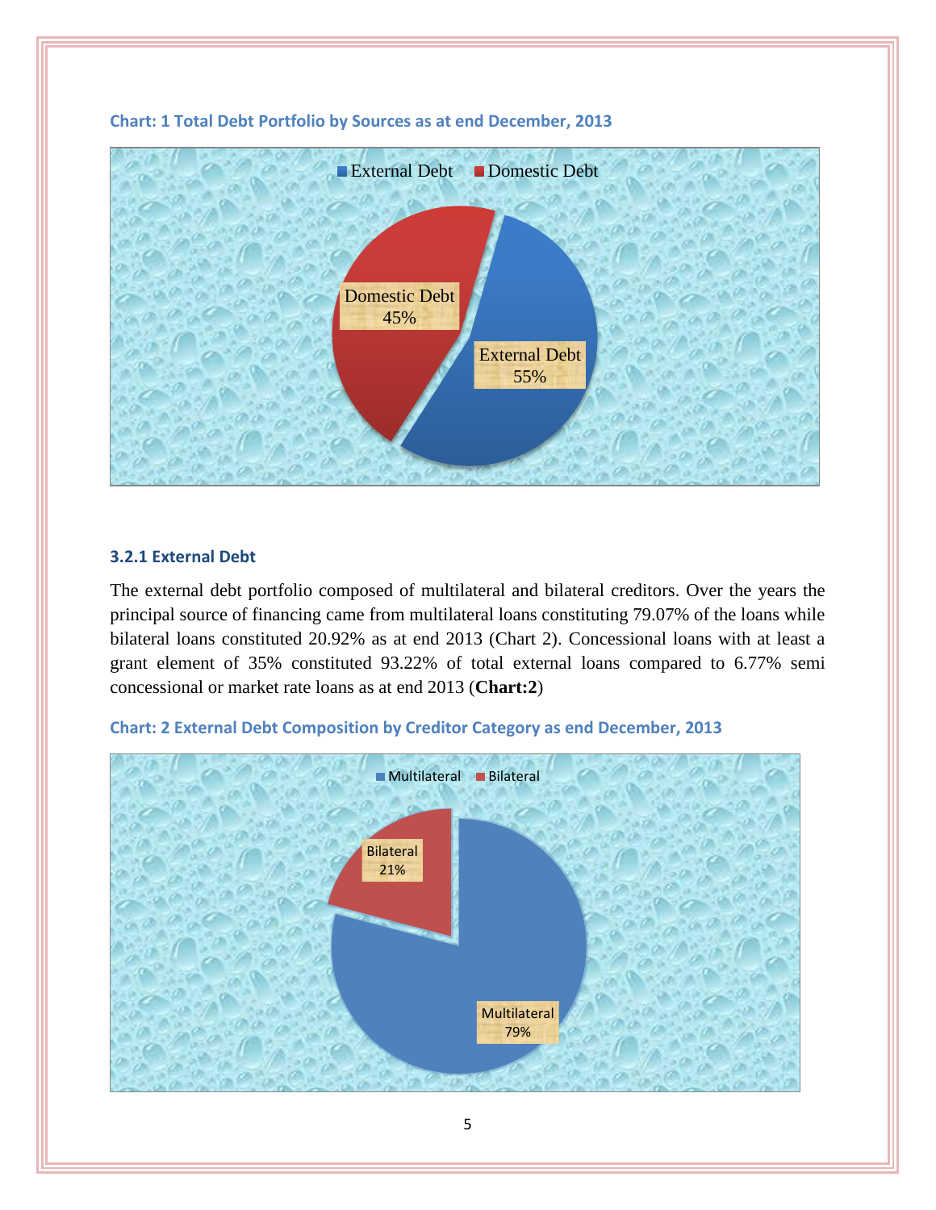**Chart: 1 Total Debt Portfolio by Sources as at end December, 2013**

External Debt | Domestic Debt

Domestic Debt 45%

External Debt 55%

### 3.2.1 External Debt

The external debt portfolio composed of multilateral and bilateral creditors. Over the years the principal source of financing came from multilateral loans constituting 79.07% of the loans while bilateral loans constituted 20.92% as at end 2013 (Chart 2). Concessional loans with at least a grant element of 35% constituted 93.22% of total external loans compared to 6.77% semi concessional or market rate loans as at end 2013 (**Chart:2**)

**Chart: 2 External Debt Composition by Creditor Category as end December, 2013**

Multilateral | Bilateral

Bilateral 21%

Multilateral 79%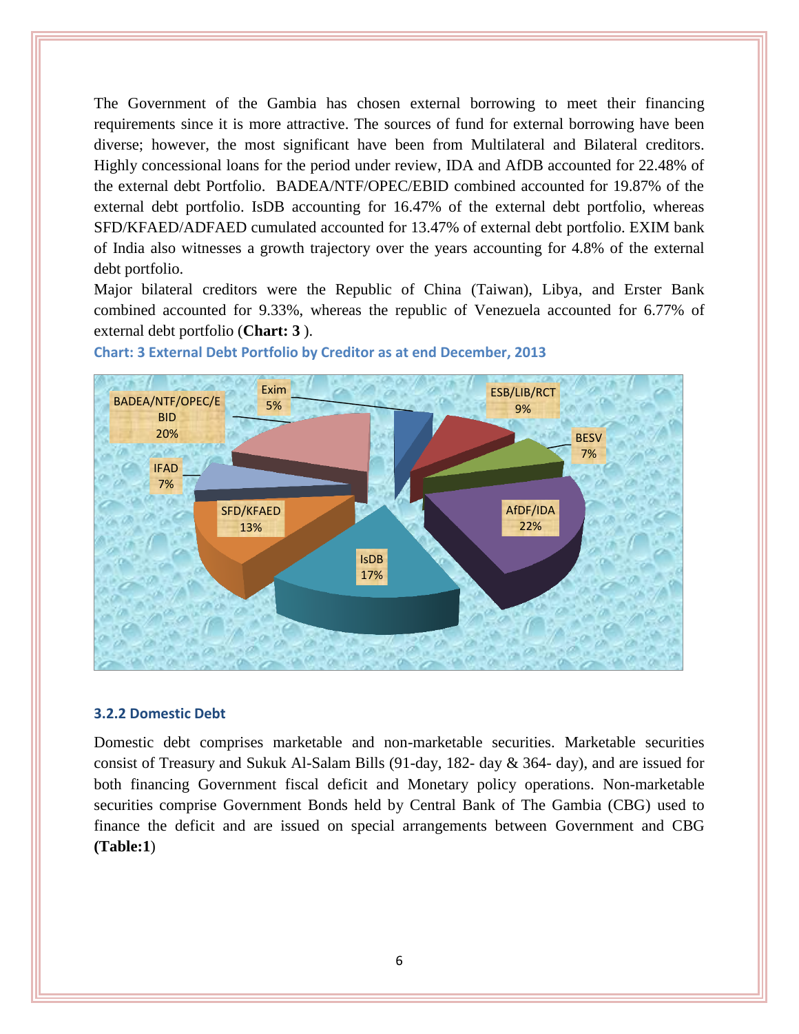The Government of the Gambia has chosen external borrowing to meet their financing requirements since it is more attractive. The sources of fund for external borrowing have been diverse; however, the most significant have been from Multilateral and Bilateral creditors. Highly concessional loans for the period under review, IDA and AfDB accounted for 22.48% of the external debt Portfolio. BADEA/NTF/OPEC/EBID combined accounted for 19.87% of the external debt portfolio. IsDB accounting for 16.47% of the external debt portfolio, whereas SFD/KFAED/ADFAED cumulated accounted for 13.47% of external debt portfolio. EXIM bank of India also witnesses a growth trajectory over the years accounting for 4.8% of the external debt portfolio.

Major bilateral creditors were the Republic of China (Taiwan), Libya, and Erster Bank combined accounted for 9.33%, whereas the republic of Venezuela accounted for 6.77% of external debt portfolio (**Chart: 3** ).

**Chart: 3 External Debt Portfolio by Creditor as at end December, 2013**

| Creditor | Share |
|---|---|
| Exim | 5% |
| ESB/LIB/RCT | 9% |
| BESV | 7% |
| AfDF/IDA | 22% |
| IsDB | 17% |
| SFD/KFAED | 13% |
| IFAD | 7% |
| BADEA/NTF/OPEC/EBID | 20% |

### 3.2.2 Domestic Debt

Domestic debt comprises marketable and non-marketable securities. Marketable securities consist of Treasury and Sukuk Al-Salam Bills (91-day, 182- day & 364- day), and are issued for both financing Government fiscal deficit and Monetary policy operations. Non-marketable securities comprise Government Bonds held by Central Bank of The Gambia (CBG) used to finance the deficit and are issued on special arrangements between Government and CBG **(Table:1**)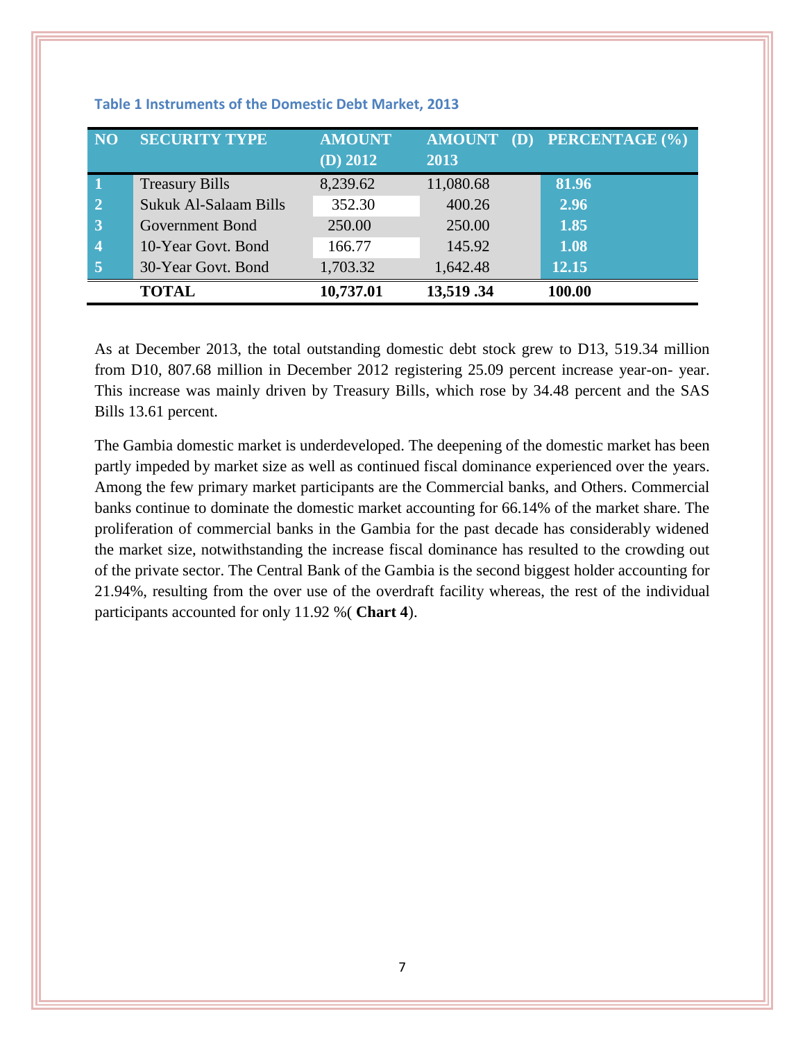**Table 1 Instruments of the Domestic Debt Market, 2013**

| NO | SECURITY TYPE | AMOUNT (D) 2012 | AMOUNT (D) 2013 | PERCENTAGE (%) |
|---|---|---|---|---|
| 1 | Treasury Bills | 8,239.62 | 11,080.68 | 81.96 |
| 2 | Sukuk Al-Salaam Bills | 352.30 | 400.26 | 2.96 |
| 3 | Government Bond | 250.00 | 250.00 | 1.85 |
| 4 | 10-Year Govt. Bond | 166.77 | 145.92 | 1.08 |
| 5 | 30-Year Govt. Bond | 1,703.32 | 1,642.48 | 12.15 |
| | **TOTAL** | **10,737.01** | **13,519 .34** | **100.00** |

As at December 2013, the total outstanding domestic debt stock grew to D13, 519.34 million from D10, 807.68 million in December 2012 registering 25.09 percent increase year-on- year. This increase was mainly driven by Treasury Bills, which rose by 34.48 percent and the SAS Bills 13.61 percent.

The Gambia domestic market is underdeveloped. The deepening of the domestic market has been partly impeded by market size as well as continued fiscal dominance experienced over the years. Among the few primary market participants are the Commercial banks, and Others. Commercial banks continue to dominate the domestic market accounting for 66.14% of the market share. The proliferation of commercial banks in the Gambia for the past decade has considerably widened the market size, notwithstanding the increase fiscal dominance has resulted to the crowding out of the private sector. The Central Bank of the Gambia is the second biggest holder accounting for 21.94%, resulting from the over use of the overdraft facility whereas, the rest of the individual participants accounted for only 11.92 %( **Chart 4**).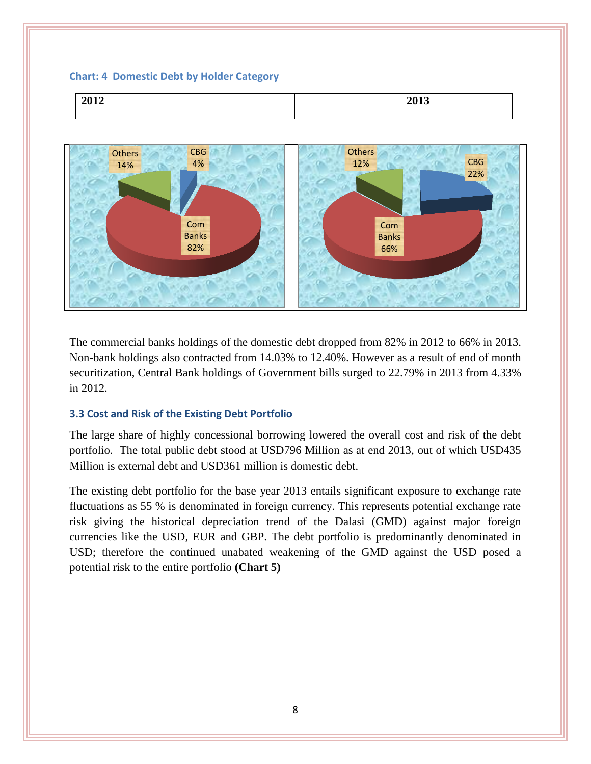### Chart: 4 Domestic Debt by Holder Category

| 2012 | 2013 |
|---|---|
| Others 14%, CBG 4%, Com Banks 82% | Others 12%, CBG 22%, Com Banks 66% |

The commercial banks holdings of the domestic debt dropped from 82% in 2012 to 66% in 2013. Non-bank holdings also contracted from 14.03% to 12.40%. However as a result of end of month securitization, Central Bank holdings of Government bills surged to 22.79% in 2013 from 4.33% in 2012.

### 3.3 Cost and Risk of the Existing Debt Portfolio

The large share of highly concessional borrowing lowered the overall cost and risk of the debt portfolio. The total public debt stood at USD796 Million as at end 2013, out of which USD435 Million is external debt and USD361 million is domestic debt.

The existing debt portfolio for the base year 2013 entails significant exposure to exchange rate fluctuations as 55 % is denominated in foreign currency. This represents potential exchange rate risk giving the historical depreciation trend of the Dalasi (GMD) against major foreign currencies like the USD, EUR and GBP. The debt portfolio is predominantly denominated in USD; therefore the continued unabated weakening of the GMD against the USD posed a potential risk to the entire portfolio **(Chart 5)**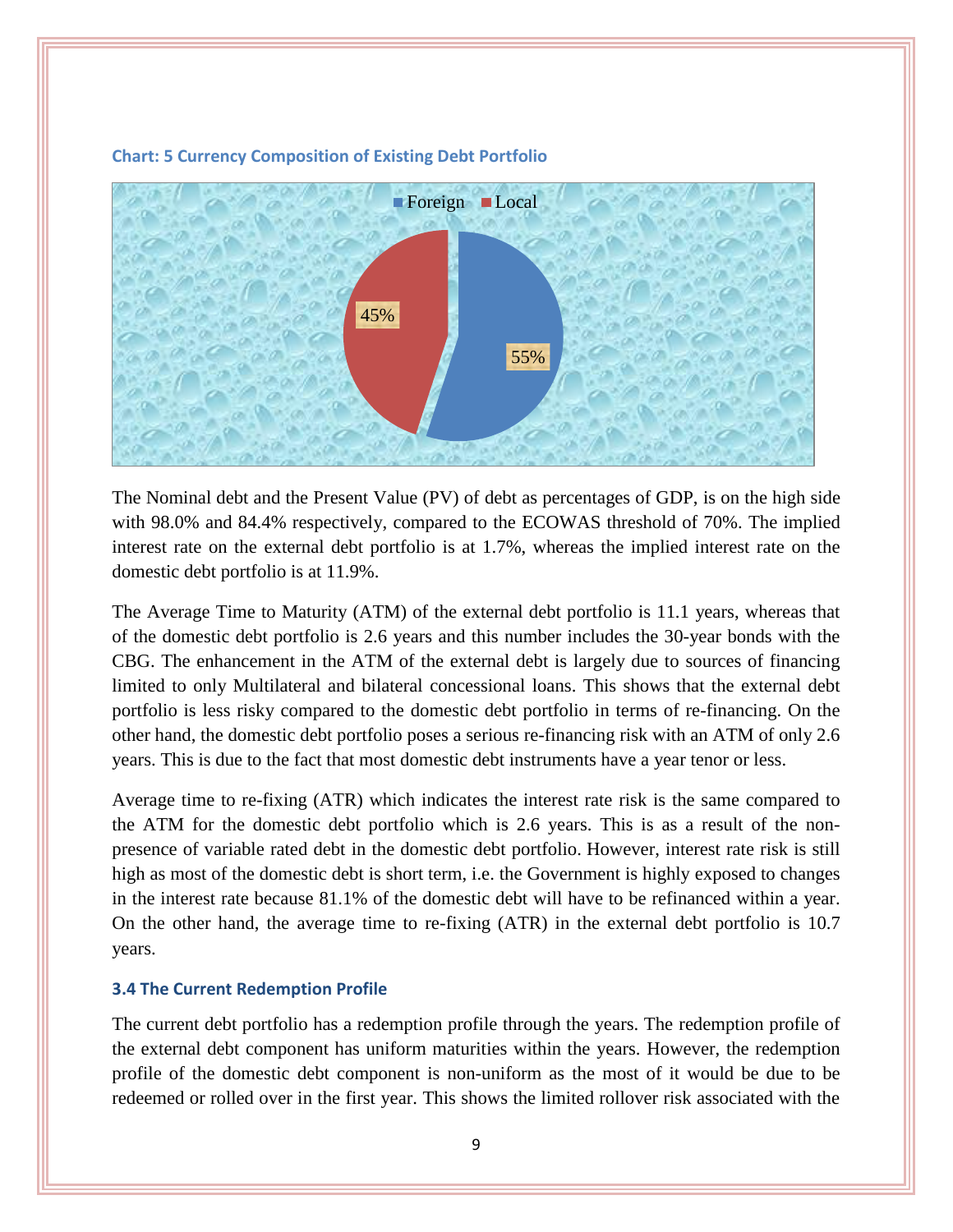**Chart: 5 Currency Composition of Existing Debt Portfolio**

Foreign: 55%
Local: 45%

The Nominal debt and the Present Value (PV) of debt as percentages of GDP, is on the high side with 98.0% and 84.4% respectively, compared to the ECOWAS threshold of 70%. The implied interest rate on the external debt portfolio is at 1.7%, whereas the implied interest rate on the domestic debt portfolio is at 11.9%.

The Average Time to Maturity (ATM) of the external debt portfolio is 11.1 years, whereas that of the domestic debt portfolio is 2.6 years and this number includes the 30-year bonds with the CBG. The enhancement in the ATM of the external debt is largely due to sources of financing limited to only Multilateral and bilateral concessional loans. This shows that the external debt portfolio is less risky compared to the domestic debt portfolio in terms of re-financing. On the other hand, the domestic debt portfolio poses a serious re-financing risk with an ATM of only 2.6 years. This is due to the fact that most domestic debt instruments have a year tenor or less.

Average time to re-fixing (ATR) which indicates the interest rate risk is the same compared to the ATM for the domestic debt portfolio which is 2.6 years. This is as a result of the non-presence of variable rated debt in the domestic debt portfolio. However, interest rate risk is still high as most of the domestic debt is short term, i.e. the Government is highly exposed to changes in the interest rate because 81.1% of the domestic debt will have to be refinanced within a year. On the other hand, the average time to re-fixing (ATR) in the external debt portfolio is 10.7 years.

### 3.4 The Current Redemption Profile

The current debt portfolio has a redemption profile through the years. The redemption profile of the external debt component has uniform maturities within the years. However, the redemption profile of the domestic debt component is non-uniform as the most of it would be due to be redeemed or rolled over in the first year. This shows the limited rollover risk associated with the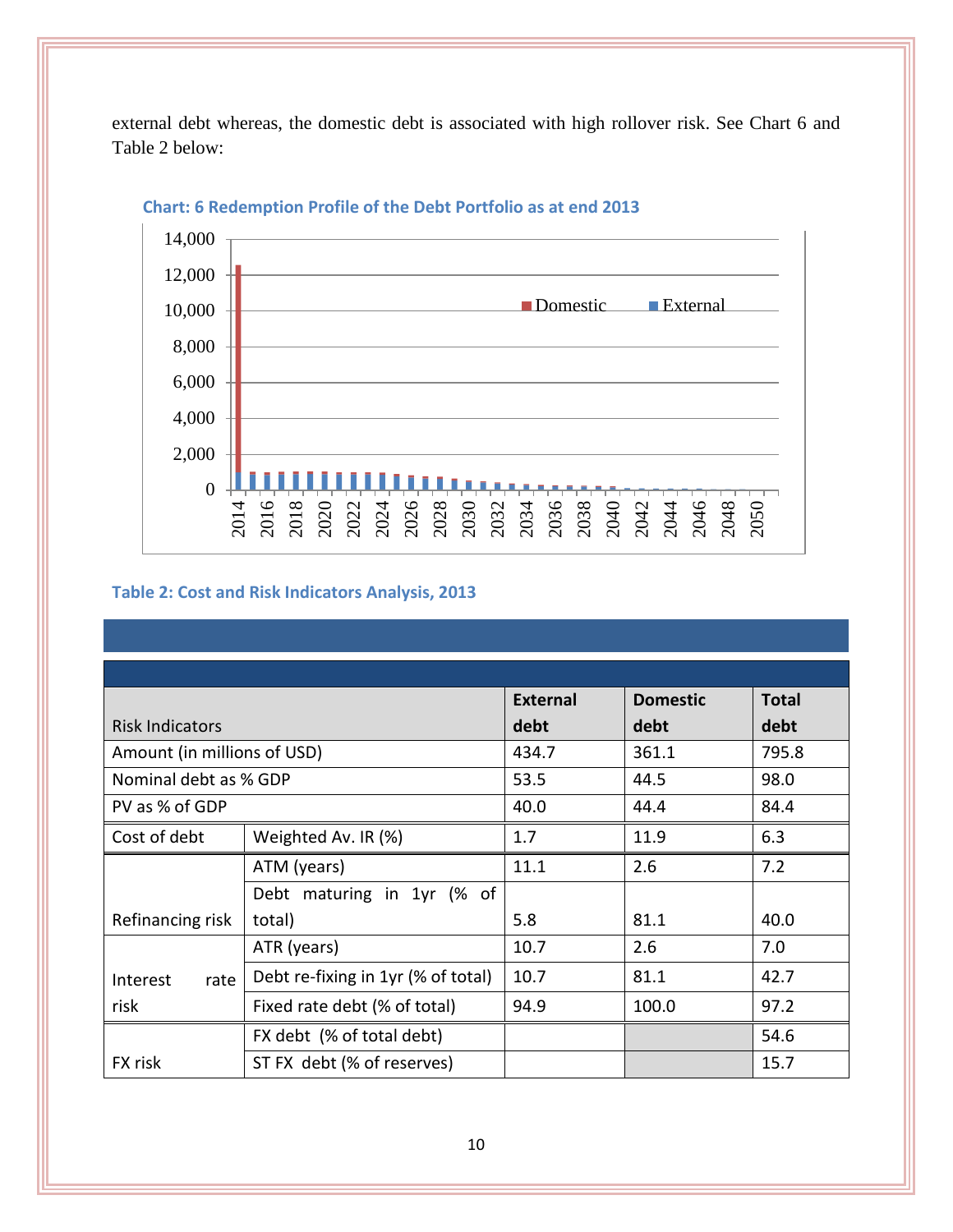external debt whereas, the domestic debt is associated with high rollover risk. See Chart 6 and Table 2 below:

**Chart: 6 Redemption Profile of the Debt Portfolio as at end 2013**

**Table 2: Cost and Risk Indicators Analysis, 2013**

| Risk Indicators | | External debt | Domestic debt | Total debt |
|---|---|---|---|---|
| Amount (in millions of USD) | | 434.7 | 361.1 | 795.8 |
| Nominal debt as % GDP | | 53.5 | 44.5 | 98.0 |
| PV as % of GDP | | 40.0 | 44.4 | 84.4 |
| Cost of debt | Weighted Av. IR (%) | 1.7 | 11.9 | 6.3 |
| Refinancing risk | ATM (years) | 11.1 | 2.6 | 7.2 |
| | Debt maturing in 1yr (% of total) | 5.8 | 81.1 | 40.0 |
| Interest rate risk | ATR (years) | 10.7 | 2.6 | 7.0 |
| | Debt re-fixing in 1yr (% of total) | 10.7 | 81.1 | 42.7 |
| | Fixed rate debt (% of total) | 94.9 | 100.0 | 97.2 |
| FX risk | FX debt (% of total debt) | | | 54.6 |
| | ST FX debt (% of reserves) | | | 15.7 |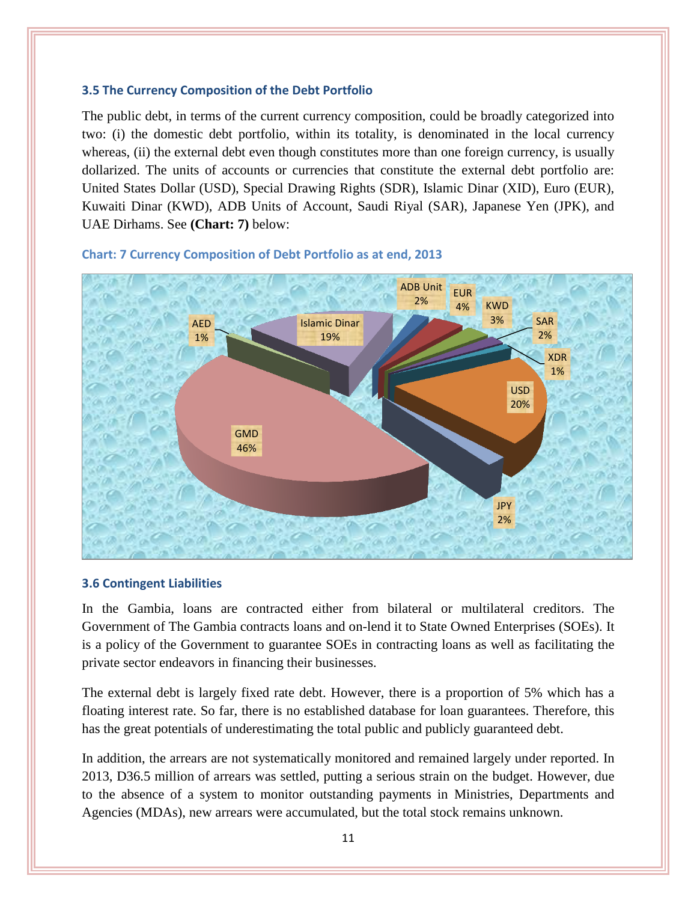### 3.5 The Currency Composition of the Debt Portfolio

The public debt, in terms of the current currency composition, could be broadly categorized into two: (i) the domestic debt portfolio, within its totality, is denominated in the local currency whereas, (ii) the external debt even though constitutes more than one foreign currency, is usually dollarized. The units of accounts or currencies that constitute the external debt portfolio are: United States Dollar (USD), Special Drawing Rights (SDR), Islamic Dinar (XID), Euro (EUR), Kuwaiti Dinar (KWD), ADB Units of Account, Saudi Riyal (SAR), Japanese Yen (JPK), and UAE Dirhams. See **(Chart: 7)** below:

**Chart: 7 Currency Composition of Debt Portfolio as at end, 2013**

| Currency | Share |
|---|---|
| GMD | 46% |
| USD | 20% |
| Islamic Dinar | 19% |
| EUR | 4% |
| KWD | 3% |
| ADB Unit | 2% |
| SAR | 2% |
| JPY | 2% |
| AED | 1% |
| XDR | 1% |

### 3.6 Contingent Liabilities

In the Gambia, loans are contracted either from bilateral or multilateral creditors. The Government of The Gambia contracts loans and on-lend it to State Owned Enterprises (SOEs). It is a policy of the Government to guarantee SOEs in contracting loans as well as facilitating the private sector endeavors in financing their businesses.

The external debt is largely fixed rate debt. However, there is a proportion of 5% which has a floating interest rate. So far, there is no established database for loan guarantees. Therefore, this has the great potentials of underestimating the total public and publicly guaranteed debt.

In addition, the arrears are not systematically monitored and remained largely under reported. In 2013, D36.5 million of arrears was settled, putting a serious strain on the budget. However, due to the absence of a system to monitor outstanding payments in Ministries, Departments and Agencies (MDAs), new arrears were accumulated, but the total stock remains unknown.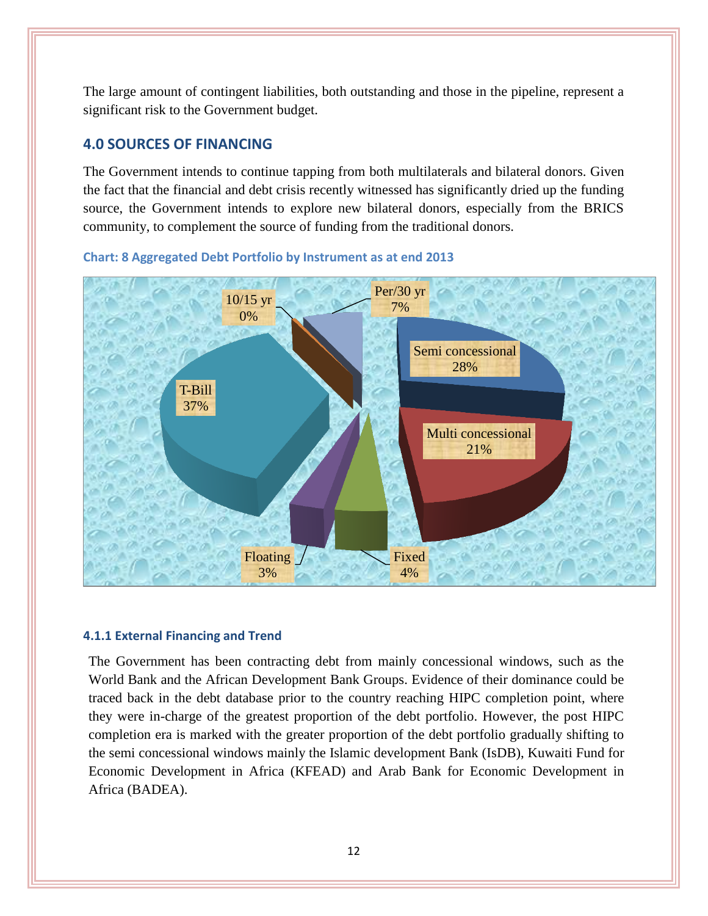The large amount of contingent liabilities, both outstanding and those in the pipeline, represent a significant risk to the Government budget.

## 4.0 SOURCES OF FINANCING

The Government intends to continue tapping from both multilaterals and bilateral donors. Given the fact that the financial and debt crisis recently witnessed has significantly dried up the funding source, the Government intends to explore new bilateral donors, especially from the BRICS community, to complement the source of funding from the traditional donors.

**Chart: 8 Aggregated Debt Portfolio by Instrument as at end 2013**

| Instrument | Share |
|---|---|
| T-Bill | 37% |
| Semi concessional | 28% |
| Multi concessional | 21% |
| Per/30 yr | 7% |
| Fixed | 4% |
| Floating | 3% |
| 10/15 yr | 0% |

#### 4.1.1 External Financing and Trend

The Government has been contracting debt from mainly concessional windows, such as the World Bank and the African Development Bank Groups. Evidence of their dominance could be traced back in the debt database prior to the country reaching HIPC completion point, where they were in-charge of the greatest proportion of the debt portfolio. However, the post HIPC completion era is marked with the greater proportion of the debt portfolio gradually shifting to the semi concessional windows mainly the Islamic development Bank (IsDB), Kuwaiti Fund for Economic Development in Africa (KFEAD) and Arab Bank for Economic Development in Africa (BADEA).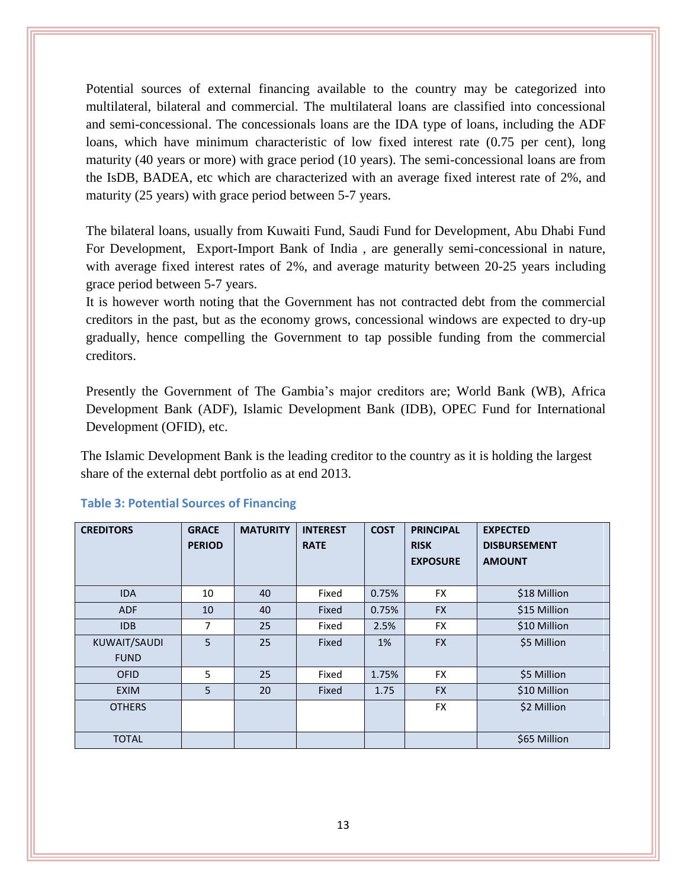Potential sources of external financing available to the country may be categorized into multilateral, bilateral and commercial. The multilateral loans are classified into concessional and semi-concessional. The concessionals loans are the IDA type of loans, including the ADF loans, which have minimum characteristic of low fixed interest rate (0.75 per cent), long maturity (40 years or more) with grace period (10 years). The semi-concessional loans are from the IsDB, BADEA, etc which are characterized with an average fixed interest rate of 2%, and maturity (25 years) with grace period between 5-7 years.

The bilateral loans, usually from Kuwaiti Fund, Saudi Fund for Development, Abu Dhabi Fund For Development, Export-Import Bank of India , are generally semi-concessional in nature, with average fixed interest rates of 2%, and average maturity between 20-25 years including grace period between 5-7 years.

It is however worth noting that the Government has not contracted debt from the commercial creditors in the past, but as the economy grows, concessional windows are expected to dry-up gradually, hence compelling the Government to tap possible funding from the commercial creditors.

Presently the Government of The Gambia's major creditors are; World Bank (WB), Africa Development Bank (ADF), Islamic Development Bank (IDB), OPEC Fund for International Development (OFID), etc.

The Islamic Development Bank is the leading creditor to the country as it is holding the largest share of the external debt portfolio as at end 2013.

**Table 3: Potential Sources of Financing**

| CREDITORS | GRACE PERIOD | MATURITY | INTEREST RATE | COST | PRINCIPAL RISK EXPOSURE | EXPECTED DISBURSEMENT AMOUNT |
|---|---|---|---|---|---|---|
| IDA | 10 | 40 | Fixed | 0.75% | FX | $18 Million |
| ADF | 10 | 40 | Fixed | 0.75% | FX | $15 Million |
| IDB | 7 | 25 | Fixed | 2.5% | FX | $10 Million |
| KUWAIT/SAUDI FUND | 5 | 25 | Fixed | 1% | FX | $5 Million |
| OFID | 5 | 25 | Fixed | 1.75% | FX | $5 Million |
| EXIM | 5 | 20 | Fixed | 1.75 | FX | $10 Million |
| OTHERS | | | | | FX | $2 Million |
| TOTAL | | | | | | $65 Million |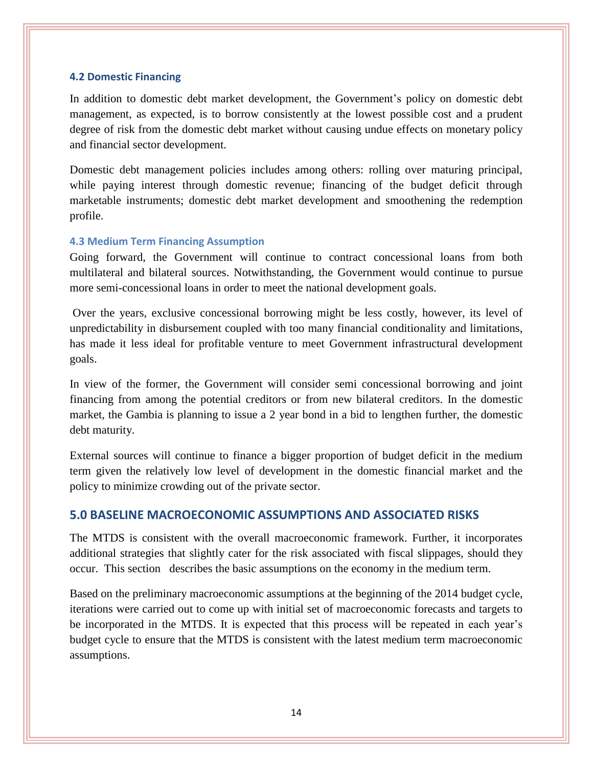### 4.2 Domestic Financing

In addition to domestic debt market development, the Government's policy on domestic debt management, as expected, is to borrow consistently at the lowest possible cost and a prudent degree of risk from the domestic debt market without causing undue effects on monetary policy and financial sector development.

Domestic debt management policies includes among others: rolling over maturing principal, while paying interest through domestic revenue; financing of the budget deficit through marketable instruments; domestic debt market development and smoothening the redemption profile.

### 4.3 Medium Term Financing Assumption

Going forward, the Government will continue to contract concessional loans from both multilateral and bilateral sources. Notwithstanding, the Government would continue to pursue more semi-concessional loans in order to meet the national development goals.

Over the years, exclusive concessional borrowing might be less costly, however, its level of unpredictability in disbursement coupled with too many financial conditionality and limitations, has made it less ideal for profitable venture to meet Government infrastructural development goals.

In view of the former, the Government will consider semi concessional borrowing and joint financing from among the potential creditors or from new bilateral creditors. In the domestic market, the Gambia is planning to issue a 2 year bond in a bid to lengthen further, the domestic debt maturity.

External sources will continue to finance a bigger proportion of budget deficit in the medium term given the relatively low level of development in the domestic financial market and the policy to minimize crowding out of the private sector.

## 5.0 BASELINE MACROECONOMIC ASSUMPTIONS AND ASSOCIATED RISKS

The MTDS is consistent with the overall macroeconomic framework. Further, it incorporates additional strategies that slightly cater for the risk associated with fiscal slippages, should they occur. This section describes the basic assumptions on the economy in the medium term.

Based on the preliminary macroeconomic assumptions at the beginning of the 2014 budget cycle, iterations were carried out to come up with initial set of macroeconomic forecasts and targets to be incorporated in the MTDS. It is expected that this process will be repeated in each year's budget cycle to ensure that the MTDS is consistent with the latest medium term macroeconomic assumptions.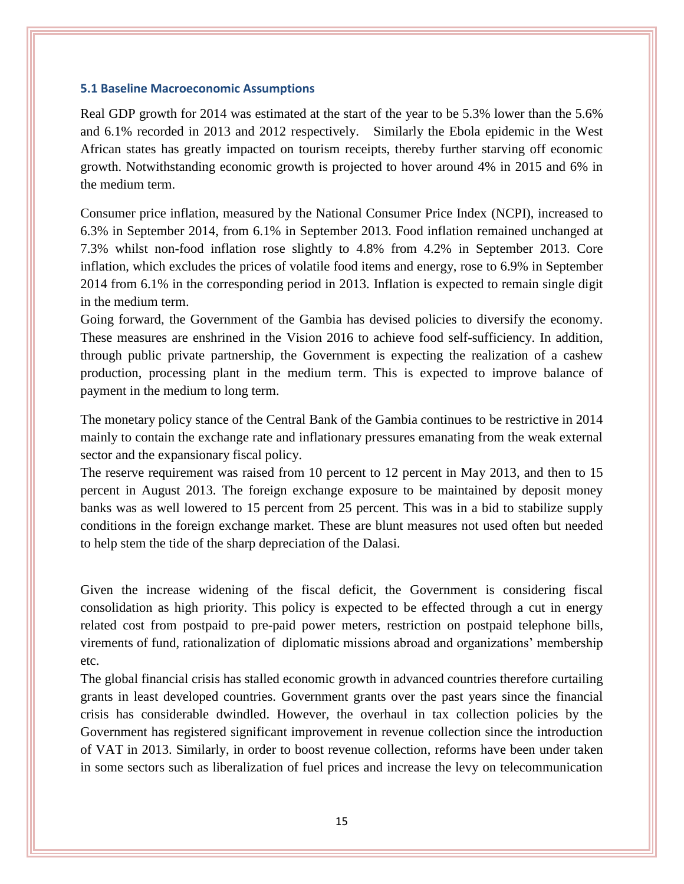### 5.1 Baseline Macroeconomic Assumptions

Real GDP growth for 2014 was estimated at the start of the year to be 5.3% lower than the 5.6% and 6.1% recorded in 2013 and 2012 respectively. Similarly the Ebola epidemic in the West African states has greatly impacted on tourism receipts, thereby further starving off economic growth. Notwithstanding economic growth is projected to hover around 4% in 2015 and 6% in the medium term.

Consumer price inflation, measured by the National Consumer Price Index (NCPI), increased to 6.3% in September 2014, from 6.1% in September 2013. Food inflation remained unchanged at 7.3% whilst non-food inflation rose slightly to 4.8% from 4.2% in September 2013. Core inflation, which excludes the prices of volatile food items and energy, rose to 6.9% in September 2014 from 6.1% in the corresponding period in 2013. Inflation is expected to remain single digit in the medium term.

Going forward, the Government of the Gambia has devised policies to diversify the economy. These measures are enshrined in the Vision 2016 to achieve food self-sufficiency. In addition, through public private partnership, the Government is expecting the realization of a cashew production, processing plant in the medium term. This is expected to improve balance of payment in the medium to long term.

The monetary policy stance of the Central Bank of the Gambia continues to be restrictive in 2014 mainly to contain the exchange rate and inflationary pressures emanating from the weak external sector and the expansionary fiscal policy.

The reserve requirement was raised from 10 percent to 12 percent in May 2013, and then to 15 percent in August 2013. The foreign exchange exposure to be maintained by deposit money banks was as well lowered to 15 percent from 25 percent. This was in a bid to stabilize supply conditions in the foreign exchange market. These are blunt measures not used often but needed to help stem the tide of the sharp depreciation of the Dalasi.

Given the increase widening of the fiscal deficit, the Government is considering fiscal consolidation as high priority. This policy is expected to be effected through a cut in energy related cost from postpaid to pre-paid power meters, restriction on postpaid telephone bills, virements of fund, rationalization of diplomatic missions abroad and organizations' membership etc.

The global financial crisis has stalled economic growth in advanced countries therefore curtailing grants in least developed countries. Government grants over the past years since the financial crisis has considerable dwindled. However, the overhaul in tax collection policies by the Government has registered significant improvement in revenue collection since the introduction of VAT in 2013. Similarly, in order to boost revenue collection, reforms have been under taken in some sectors such as liberalization of fuel prices and increase the levy on telecommunication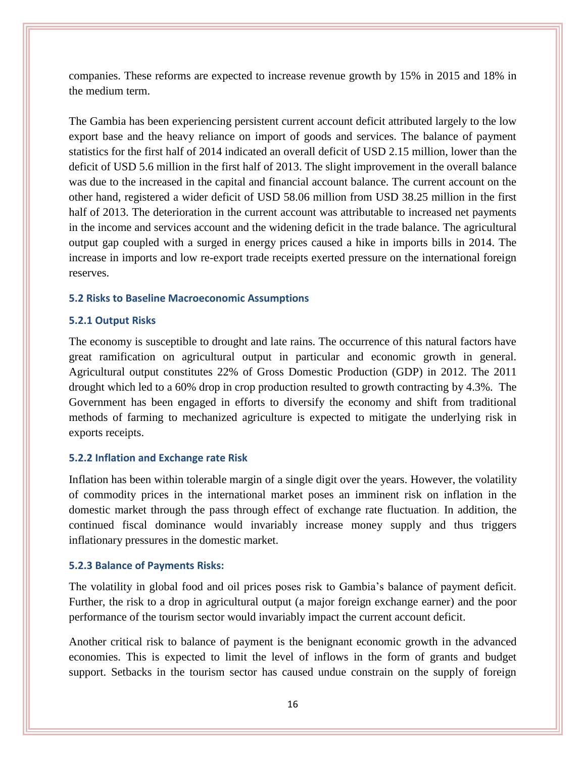companies. These reforms are expected to increase revenue growth by 15% in 2015 and 18% in the medium term.

The Gambia has been experiencing persistent current account deficit attributed largely to the low export base and the heavy reliance on import of goods and services. The balance of payment statistics for the first half of 2014 indicated an overall deficit of USD 2.15 million, lower than the deficit of USD 5.6 million in the first half of 2013. The slight improvement in the overall balance was due to the increased in the capital and financial account balance. The current account on the other hand, registered a wider deficit of USD 58.06 million from USD 38.25 million in the first half of 2013. The deterioration in the current account was attributable to increased net payments in the income and services account and the widening deficit in the trade balance. The agricultural output gap coupled with a surged in energy prices caused a hike in imports bills in 2014. The increase in imports and low re-export trade receipts exerted pressure on the international foreign reserves.

### 5.2 Risks to Baseline Macroeconomic Assumptions

#### 5.2.1 Output Risks

The economy is susceptible to drought and late rains. The occurrence of this natural factors have great ramification on agricultural output in particular and economic growth in general. Agricultural output constitutes 22% of Gross Domestic Production (GDP) in 2012. The 2011 drought which led to a 60% drop in crop production resulted to growth contracting by 4.3%. The Government has been engaged in efforts to diversify the economy and shift from traditional methods of farming to mechanized agriculture is expected to mitigate the underlying risk in exports receipts.

#### 5.2.2 Inflation and Exchange rate Risk

Inflation has been within tolerable margin of a single digit over the years. However, the volatility of commodity prices in the international market poses an imminent risk on inflation in the domestic market through the pass through effect of exchange rate fluctuation. In addition, the continued fiscal dominance would invariably increase money supply and thus triggers inflationary pressures in the domestic market.

#### 5.2.3 Balance of Payments Risks:

The volatility in global food and oil prices poses risk to Gambia's balance of payment deficit. Further, the risk to a drop in agricultural output (a major foreign exchange earner) and the poor performance of the tourism sector would invariably impact the current account deficit.

Another critical risk to balance of payment is the benignant economic growth in the advanced economies. This is expected to limit the level of inflows in the form of grants and budget support. Setbacks in the tourism sector has caused undue constrain on the supply of foreign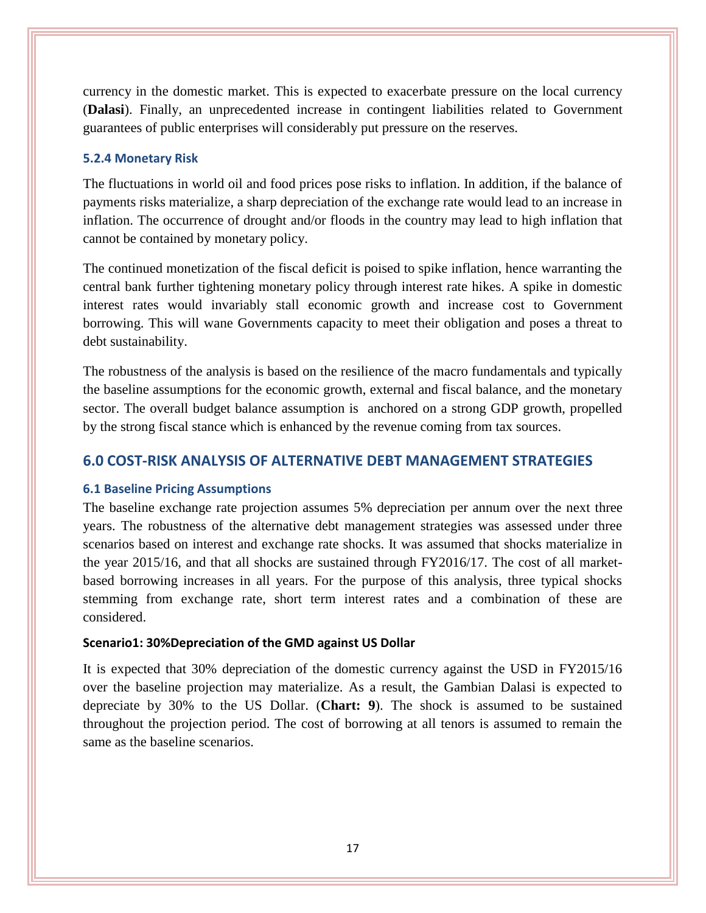currency in the domestic market. This is expected to exacerbate pressure on the local currency (**Dalasi**). Finally, an unprecedented increase in contingent liabilities related to Government guarantees of public enterprises will considerably put pressure on the reserves.

#### 5.2.4 Monetary Risk

The fluctuations in world oil and food prices pose risks to inflation. In addition, if the balance of payments risks materialize, a sharp depreciation of the exchange rate would lead to an increase in inflation. The occurrence of drought and/or floods in the country may lead to high inflation that cannot be contained by monetary policy.

The continued monetization of the fiscal deficit is poised to spike inflation, hence warranting the central bank further tightening monetary policy through interest rate hikes. A spike in domestic interest rates would invariably stall economic growth and increase cost to Government borrowing. This will wane Governments capacity to meet their obligation and poses a threat to debt sustainability.

The robustness of the analysis is based on the resilience of the macro fundamentals and typically the baseline assumptions for the economic growth, external and fiscal balance, and the monetary sector. The overall budget balance assumption is anchored on a strong GDP growth, propelled by the strong fiscal stance which is enhanced by the revenue coming from tax sources.

## 6.0 COST-RISK ANALYSIS OF ALTERNATIVE DEBT MANAGEMENT STRATEGIES

### 6.1 Baseline Pricing Assumptions

The baseline exchange rate projection assumes 5% depreciation per annum over the next three years. The robustness of the alternative debt management strategies was assessed under three scenarios based on interest and exchange rate shocks. It was assumed that shocks materialize in the year 2015/16, and that all shocks are sustained through FY2016/17. The cost of all market-based borrowing increases in all years. For the purpose of this analysis, three typical shocks stemming from exchange rate, short term interest rates and a combination of these are considered.

**Scenario1: 30%Depreciation of the GMD against US Dollar**

It is expected that 30% depreciation of the domestic currency against the USD in FY2015/16 over the baseline projection may materialize. As a result, the Gambian Dalasi is expected to depreciate by 30% to the US Dollar. (**Chart: 9**). The shock is assumed to be sustained throughout the projection period. The cost of borrowing at all tenors is assumed to remain the same as the baseline scenarios.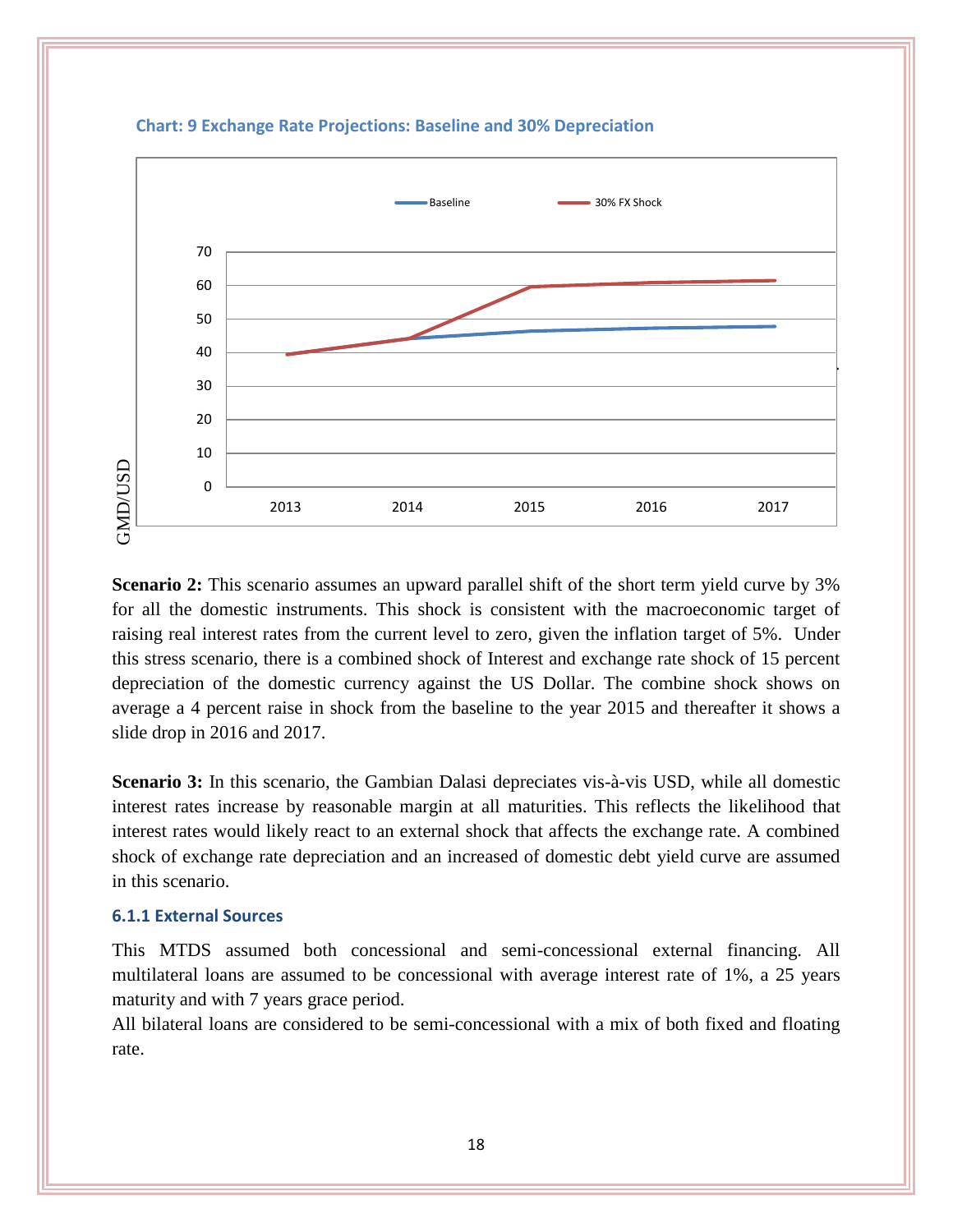**Chart: 9 Exchange Rate Projections: Baseline and 30% Depreciation**

**Scenario 2:** This scenario assumes an upward parallel shift of the short term yield curve by 3% for all the domestic instruments. This shock is consistent with the macroeconomic target of raising real interest rates from the current level to zero, given the inflation target of 5%. Under this stress scenario, there is a combined shock of Interest and exchange rate shock of 15 percent depreciation of the domestic currency against the US Dollar. The combine shock shows on average a 4 percent raise in shock from the baseline to the year 2015 and thereafter it shows a slide drop in 2016 and 2017.

**Scenario 3:** In this scenario, the Gambian Dalasi depreciates vis-à-vis USD, while all domestic interest rates increase by reasonable margin at all maturities. This reflects the likelihood that interest rates would likely react to an external shock that affects the exchange rate. A combined shock of exchange rate depreciation and an increased of domestic debt yield curve are assumed in this scenario.

### 6.1.1 External Sources

This MTDS assumed both concessional and semi-concessional external financing. All multilateral loans are assumed to be concessional with average interest rate of 1%, a 25 years maturity and with 7 years grace period.

All bilateral loans are considered to be semi-concessional with a mix of both fixed and floating rate.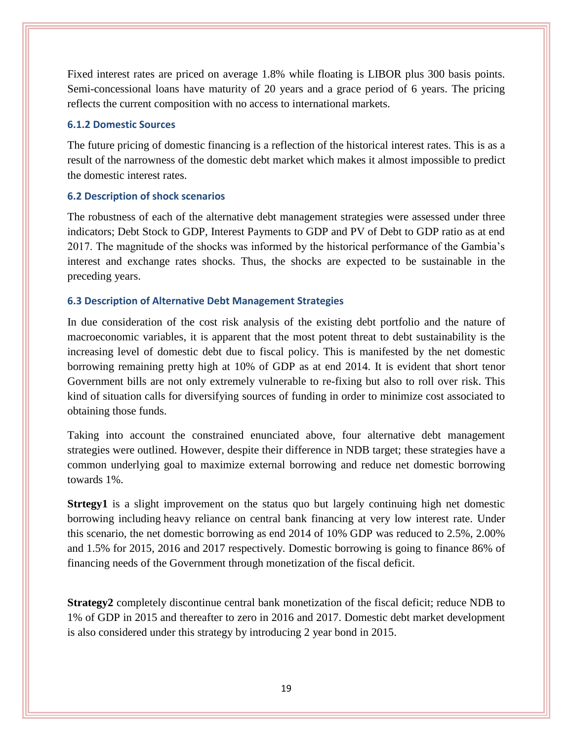Fixed interest rates are priced on average 1.8% while floating is LIBOR plus 300 basis points. Semi-concessional loans have maturity of 20 years and a grace period of 6 years. The pricing reflects the current composition with no access to international markets.

### 6.1.2 Domestic Sources

The future pricing of domestic financing is a reflection of the historical interest rates. This is as a result of the narrowness of the domestic debt market which makes it almost impossible to predict the domestic interest rates.

### 6.2 Description of shock scenarios

The robustness of each of the alternative debt management strategies were assessed under three indicators; Debt Stock to GDP, Interest Payments to GDP and PV of Debt to GDP ratio as at end 2017. The magnitude of the shocks was informed by the historical performance of the Gambia's interest and exchange rates shocks. Thus, the shocks are expected to be sustainable in the preceding years.

### 6.3 Description of Alternative Debt Management Strategies

In due consideration of the cost risk analysis of the existing debt portfolio and the nature of macroeconomic variables, it is apparent that the most potent threat to debt sustainability is the increasing level of domestic debt due to fiscal policy. This is manifested by the net domestic borrowing remaining pretty high at 10% of GDP as at end 2014. It is evident that short tenor Government bills are not only extremely vulnerable to re-fixing but also to roll over risk. This kind of situation calls for diversifying sources of funding in order to minimize cost associated to obtaining those funds.

Taking into account the constrained enunciated above, four alternative debt management strategies were outlined. However, despite their difference in NDB target; these strategies have a common underlying goal to maximize external borrowing and reduce net domestic borrowing towards 1%.

**Strtegy1** is a slight improvement on the status quo but largely continuing high net domestic borrowing including heavy reliance on central bank financing at very low interest rate. Under this scenario, the net domestic borrowing as end 2014 of 10% GDP was reduced to 2.5%, 2.00% and 1.5% for 2015, 2016 and 2017 respectively. Domestic borrowing is going to finance 86% of financing needs of the Government through monetization of the fiscal deficit.

**Strategy2** completely discontinue central bank monetization of the fiscal deficit; reduce NDB to 1% of GDP in 2015 and thereafter to zero in 2016 and 2017. Domestic debt market development is also considered under this strategy by introducing 2 year bond in 2015.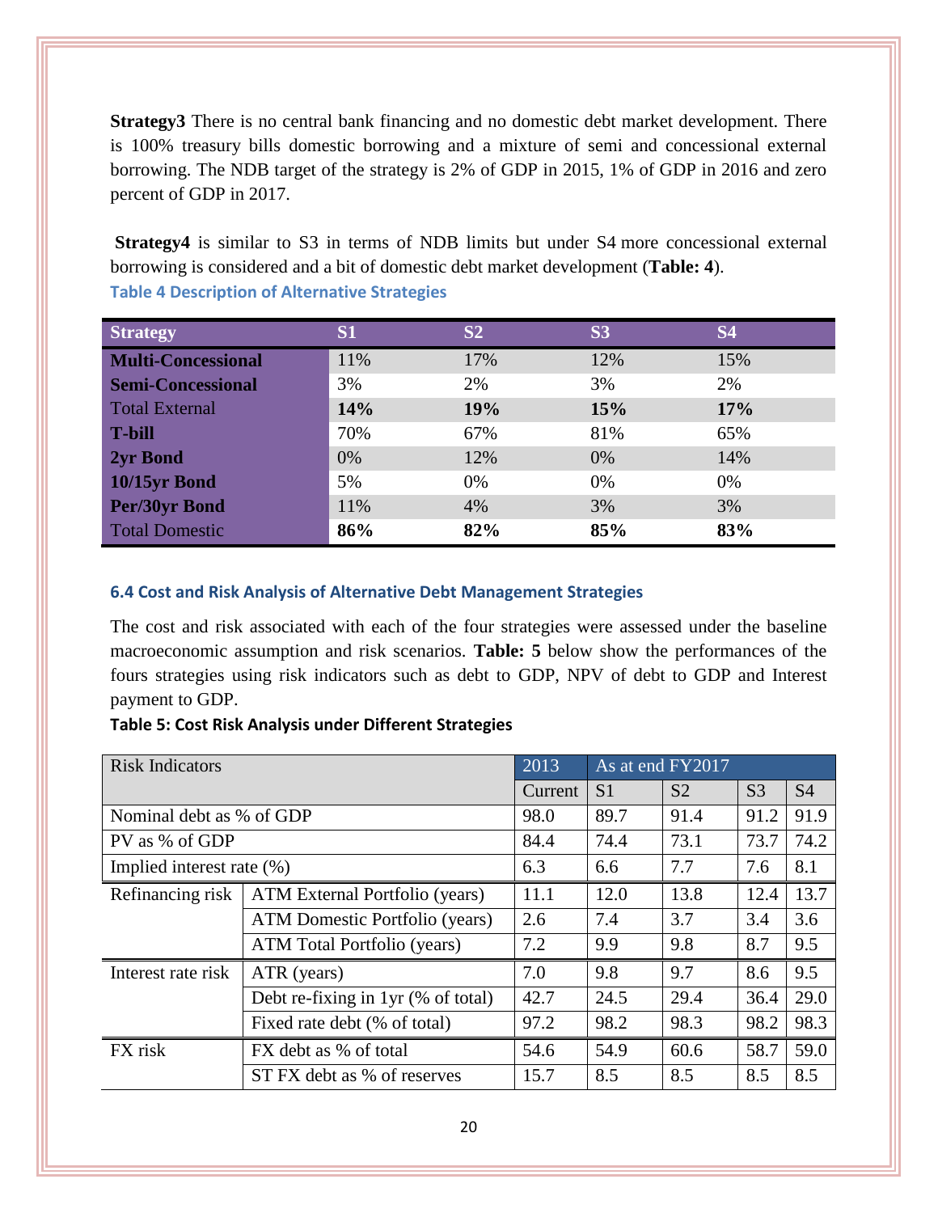**Strategy3** There is no central bank financing and no domestic debt market development. There is 100% treasury bills domestic borrowing and a mixture of semi and concessional external borrowing. The NDB target of the strategy is 2% of GDP in 2015, 1% of GDP in 2016 and zero percent of GDP in 2017.

**Strategy4** is similar to S3 in terms of NDB limits but under S4 more concessional external borrowing is considered and a bit of domestic debt market development (**Table: 4**).

### Table 4 Description of Alternative Strategies

| Strategy | S1 | S2 | S3 | S4 |
|---|---|---|---|---|
| **Multi-Concessional** | 11% | 17% | 12% | 15% |
| **Semi-Concessional** | 3% | 2% | 3% | 2% |
| Total External | **14%** | **19%** | **15%** | **17%** |
| **T-bill** | 70% | 67% | 81% | 65% |
| **2yr Bond** | 0% | 12% | 0% | 14% |
| **10/15yr Bond** | 5% | 0% | 0% | 0% |
| **Per/30yr Bond** | 11% | 4% | 3% | 3% |
| Total Domestic | **86%** | **82%** | **85%** | **83%** |

### 6.4 Cost and Risk Analysis of Alternative Debt Management Strategies

The cost and risk associated with each of the four strategies were assessed under the baseline macroeconomic assumption and risk scenarios. **Table: 5** below show the performances of the fours strategies using risk indicators such as debt to GDP, NPV of debt to GDP and Interest payment to GDP.

**Table 5: Cost Risk Analysis under Different Strategies**

| Risk Indicators | | 2013 | As at end FY2017 | | | |
|---|---|---|---|---|---|---|
| | | Current | S1 | S2 | S3 | S4 |
| Nominal debt as % of GDP | | 98.0 | 89.7 | 91.4 | 91.2 | 91.9 |
| PV as % of GDP | | 84.4 | 74.4 | 73.1 | 73.7 | 74.2 |
| Implied interest rate (%) | | 6.3 | 6.6 | 7.7 | 7.6 | 8.1 |
| Refinancing risk | ATM External Portfolio (years) | 11.1 | 12.0 | 13.8 | 12.4 | 13.7 |
| | ATM Domestic Portfolio (years) | 2.6 | 7.4 | 3.7 | 3.4 | 3.6 |
| | ATM Total Portfolio (years) | 7.2 | 9.9 | 9.8 | 8.7 | 9.5 |
| Interest rate risk | ATR (years) | 7.0 | 9.8 | 9.7 | 8.6 | 9.5 |
| | Debt re-fixing in 1yr (% of total) | 42.7 | 24.5 | 29.4 | 36.4 | 29.0 |
| | Fixed rate debt (% of total) | 97.2 | 98.2 | 98.3 | 98.2 | 98.3 |
| FX risk | FX debt as % of total | 54.6 | 54.9 | 60.6 | 58.7 | 59.0 |
| | ST FX debt as % of reserves | 15.7 | 8.5 | 8.5 | 8.5 | 8.5 |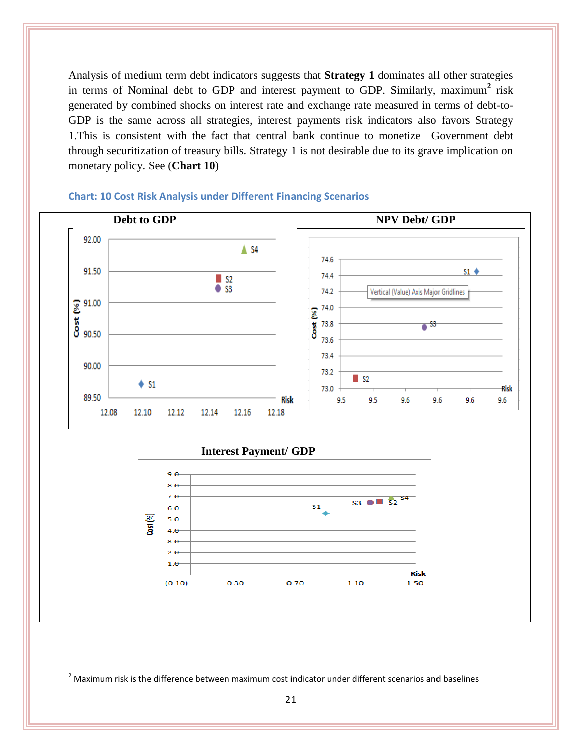Analysis of medium term debt indicators suggests that **Strategy 1** dominates all other strategies in terms of Nominal debt to GDP and interest payment to GDP. Similarly, maximum[2] risk generated by combined shocks on interest rate and exchange rate measured in terms of debt-to-GDP is the same across all strategies, interest payments risk indicators also favors Strategy 1.This is consistent with the fact that central bank continue to monetize Government debt through securitization of treasury bills. Strategy 1 is not desirable due to its grave implication on monetary policy. See (**Chart 10**)

**Chart: 10 Cost Risk Analysis under Different Financing Scenarios**

**Debt to GDP**

**NPV Debt/ GDP**

**Interest Payment/ GDP**

---

[2] Maximum risk is the difference between maximum cost indicator under different scenarios and baselines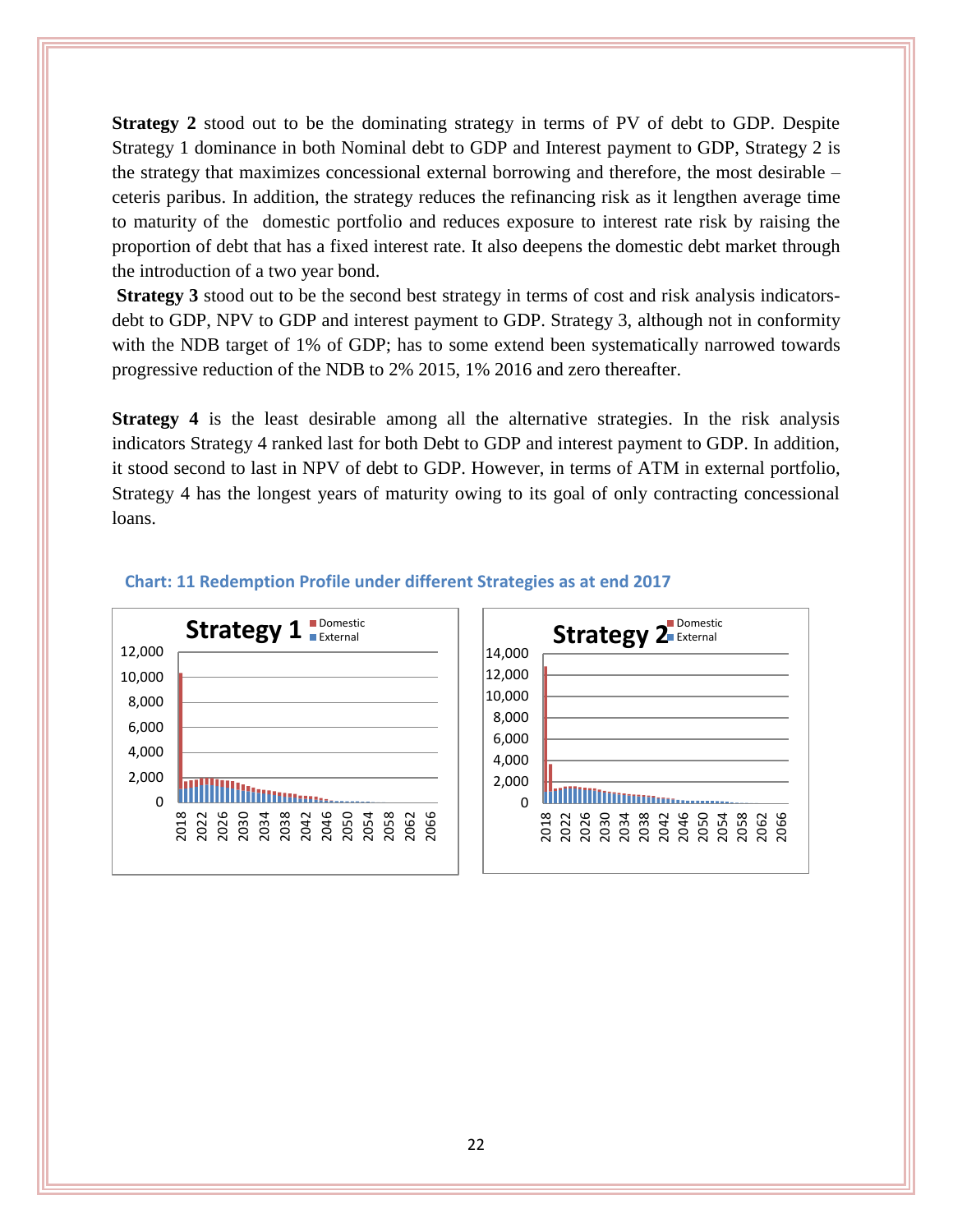**Strategy 2** stood out to be the dominating strategy in terms of PV of debt to GDP. Despite Strategy 1 dominance in both Nominal debt to GDP and Interest payment to GDP, Strategy 2 is the strategy that maximizes concessional external borrowing and therefore, the most desirable – ceteris paribus. In addition, the strategy reduces the refinancing risk as it lengthen average time to maturity of the domestic portfolio and reduces exposure to interest rate risk by raising the proportion of debt that has a fixed interest rate. It also deepens the domestic debt market through the introduction of a two year bond.

**Strategy 3** stood out to be the second best strategy in terms of cost and risk analysis indicators-debt to GDP, NPV to GDP and interest payment to GDP. Strategy 3, although not in conformity with the NDB target of 1% of GDP; has to some extend been systematically narrowed towards progressive reduction of the NDB to 2% 2015, 1% 2016 and zero thereafter.

**Strategy 4** is the least desirable among all the alternative strategies. In the risk analysis indicators Strategy 4 ranked last for both Debt to GDP and interest payment to GDP. In addition, it stood second to last in NPV of debt to GDP. However, in terms of ATM in external portfolio, Strategy 4 has the longest years of maturity owing to its goal of only contracting concessional loans.

**Chart: 11 Redemption Profile under different Strategies as at end 2017**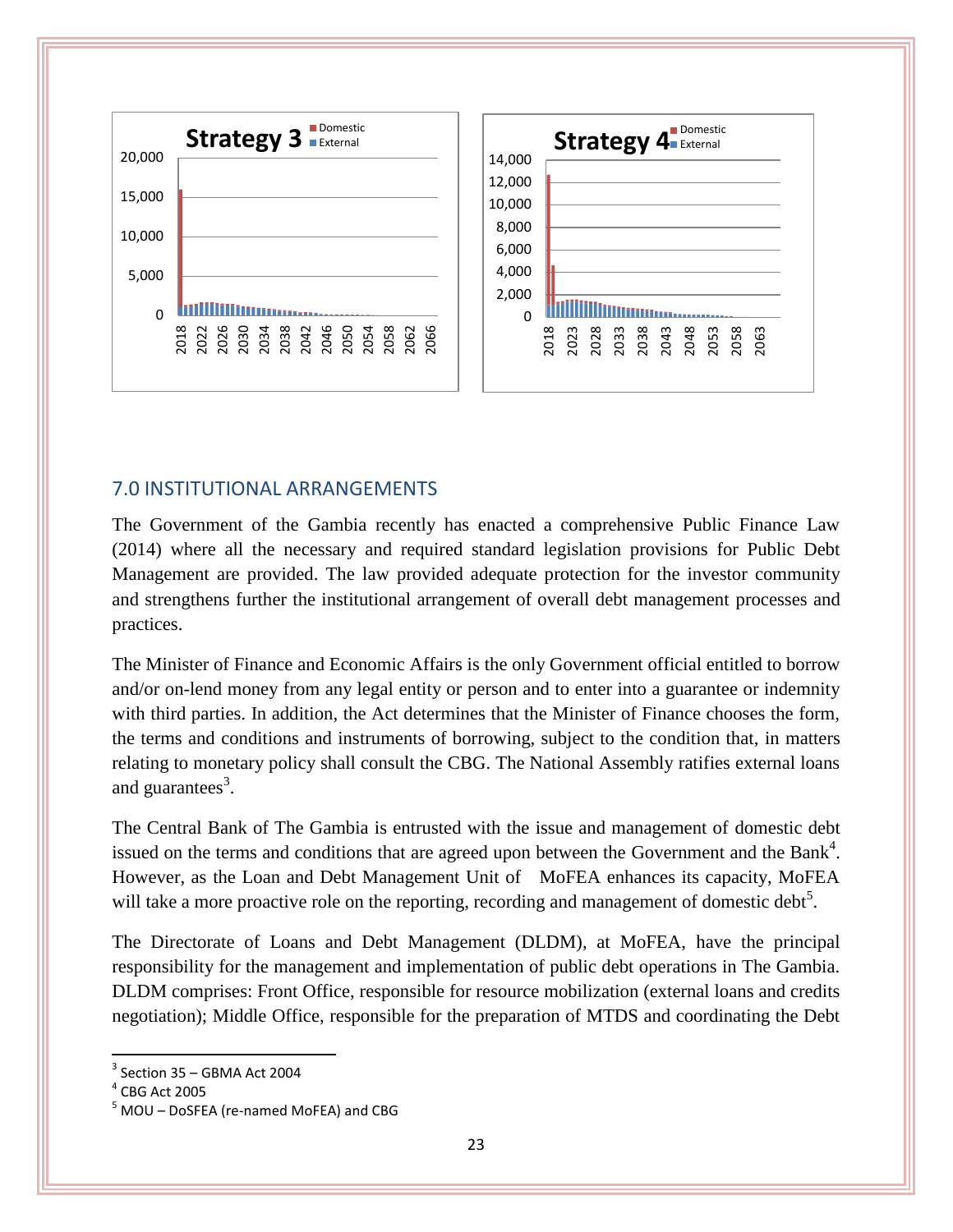## 7.0 INSTITUTIONAL ARRANGEMENTS

The Government of the Gambia recently has enacted a comprehensive Public Finance Law (2014) where all the necessary and required standard legislation provisions for Public Debt Management are provided. The law provided adequate protection for the investor community and strengthens further the institutional arrangement of overall debt management processes and practices.

The Minister of Finance and Economic Affairs is the only Government official entitled to borrow and/or on-lend money from any legal entity or person and to enter into a guarantee or indemnity with third parties. In addition, the Act determines that the Minister of Finance chooses the form, the terms and conditions and instruments of borrowing, subject to the condition that, in matters relating to monetary policy shall consult the CBG. The National Assembly ratifies external loans and guarantees[3].

The Central Bank of The Gambia is entrusted with the issue and management of domestic debt issued on the terms and conditions that are agreed upon between the Government and the Bank[4]. However, as the Loan and Debt Management Unit of MoFEA enhances its capacity, MoFEA will take a more proactive role on the reporting, recording and management of domestic debt[5].

The Directorate of Loans and Debt Management (DLDM), at MoFEA, have the principal responsibility for the management and implementation of public debt operations in The Gambia. DLDM comprises: Front Office, responsible for resource mobilization (external loans and credits negotiation); Middle Office, responsible for the preparation of MTDS and coordinating the Debt

---

[3] Section 35 – GBMA Act 2004

[4] CBG Act 2005

[5] MOU – DoSFEA (re-named MoFEA) and CBG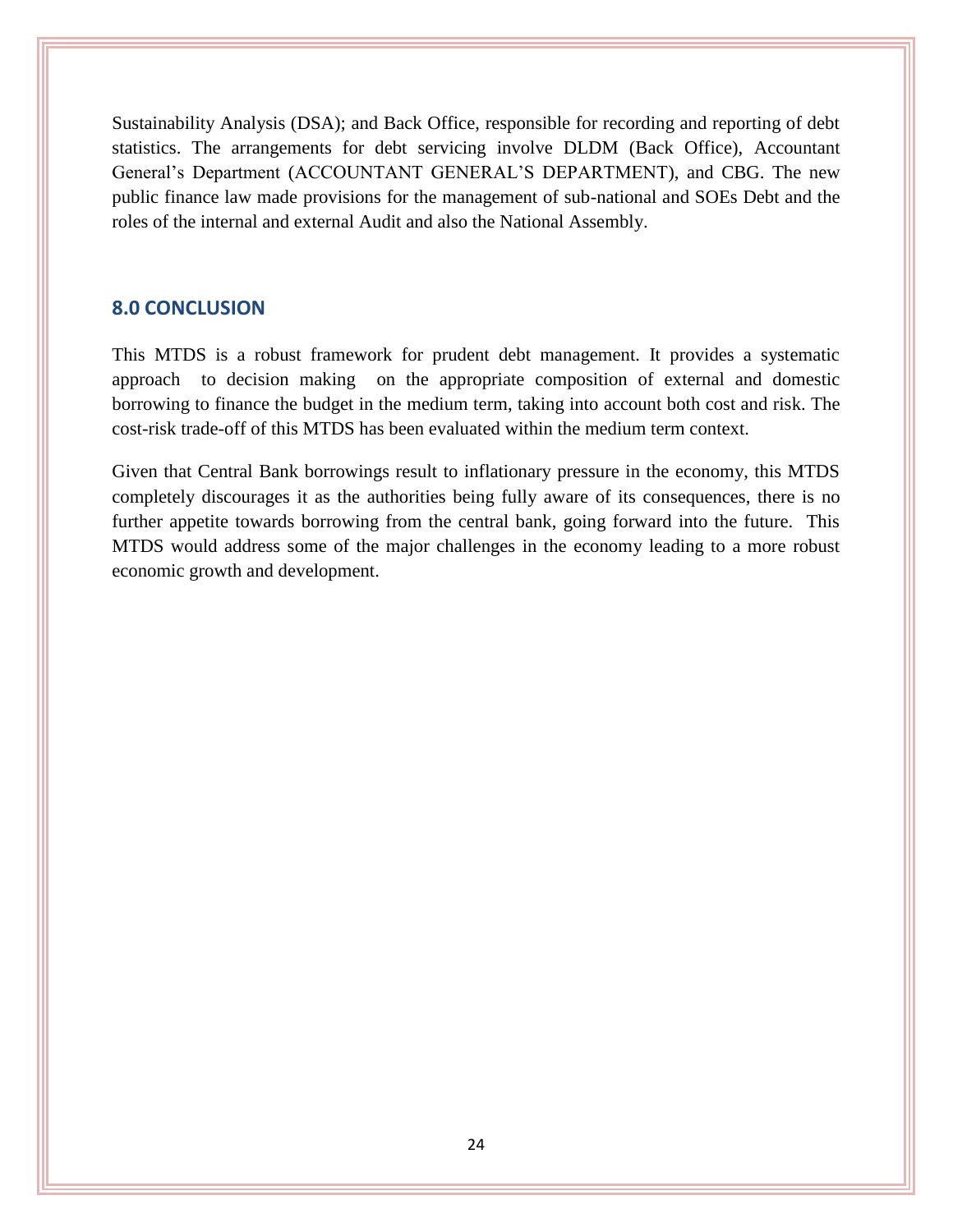Sustainability Analysis (DSA); and Back Office, responsible for recording and reporting of debt statistics. The arrangements for debt servicing involve DLDM (Back Office), Accountant General's Department (ACCOUNTANT GENERAL'S DEPARTMENT), and CBG. The new public finance law made provisions for the management of sub-national and SOEs Debt and the roles of the internal and external Audit and also the National Assembly.

## 8.0 CONCLUSION

This MTDS is a robust framework for prudent debt management. It provides a systematic approach to decision making on the appropriate composition of external and domestic borrowing to finance the budget in the medium term, taking into account both cost and risk. The cost-risk trade-off of this MTDS has been evaluated within the medium term context.

Given that Central Bank borrowings result to inflationary pressure in the economy, this MTDS completely discourages it as the authorities being fully aware of its consequences, there is no further appetite towards borrowing from the central bank, going forward into the future. This MTDS would address some of the major challenges in the economy leading to a more robust economic growth and development.